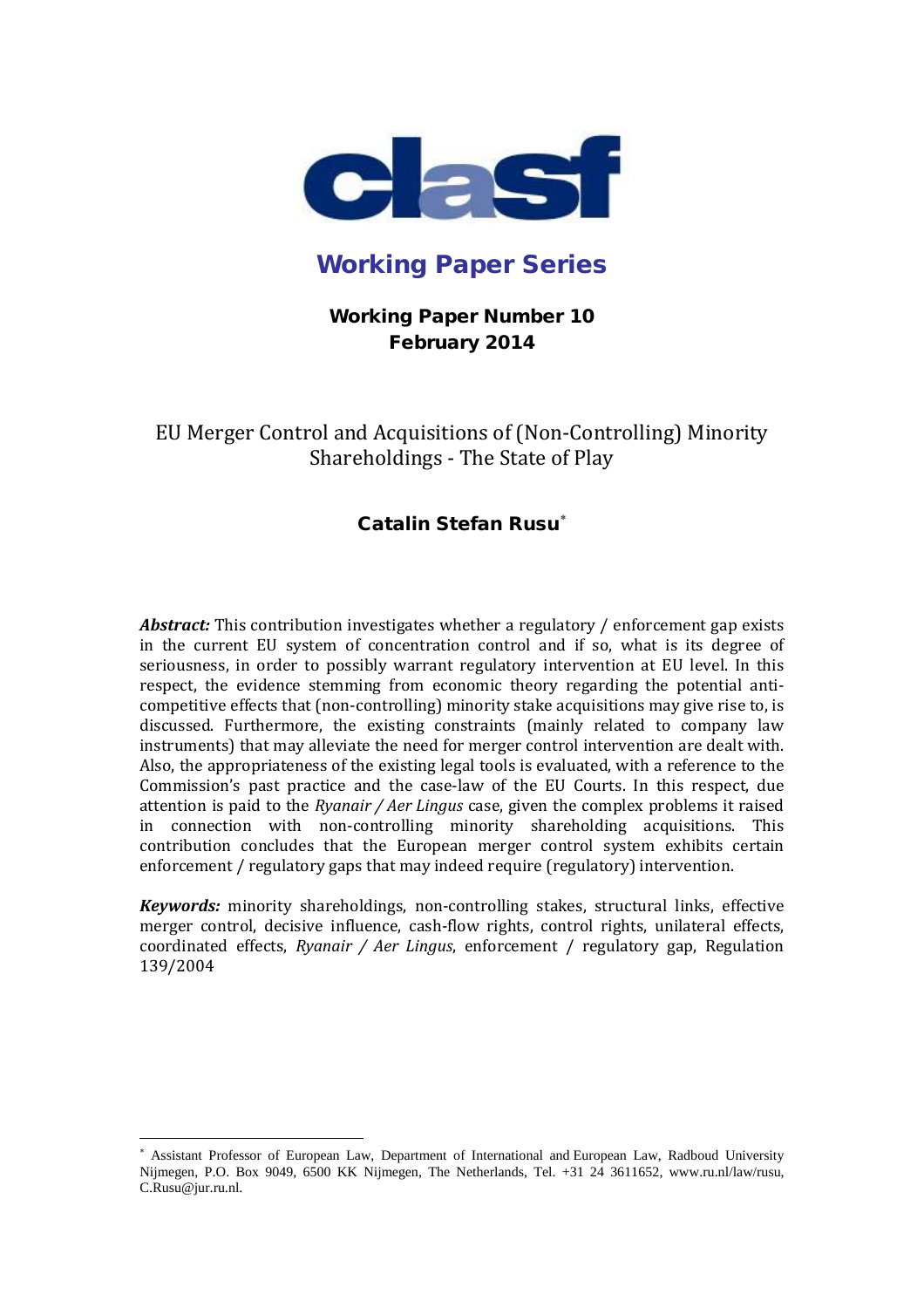clasf

# Working Paper Series

**Working Paper Number 10**
**February 2014**

# EU Merger Control and Acquisitions of (Non-Controlling) Minority Shareholdings - The State of Play

**Catalin Stefan Rusu**[*]

***Abstract:*** This contribution investigates whether a regulatory / enforcement gap exists in the current EU system of concentration control and if so, what is its degree of seriousness, in order to possibly warrant regulatory intervention at EU level. In this respect, the evidence stemming from economic theory regarding the potential anti-competitive effects that (non-controlling) minority stake acquisitions may give rise to, is discussed. Furthermore, the existing constraints (mainly related to company law instruments) that may alleviate the need for merger control intervention are dealt with. Also, the appropriateness of the existing legal tools is evaluated, with a reference to the Commission's past practice and the case-law of the EU Courts. In this respect, due attention is paid to the *Ryanair / Aer Lingus* case, given the complex problems it raised in connection with non-controlling minority shareholding acquisitions. This contribution concludes that the European merger control system exhibits certain enforcement / regulatory gaps that may indeed require (regulatory) intervention.

***Keywords:*** minority shareholdings, non-controlling stakes, structural links, effective merger control, decisive influence, cash-flow rights, control rights, unilateral effects, coordinated effects, *Ryanair / Aer Lingus*, enforcement / regulatory gap, Regulation 139/2004

---

[*] Assistant Professor of European Law, Department of International and European Law, Radboud University Nijmegen, P.O. Box 9049, 6500 KK Nijmegen, The Netherlands, Tel. +31 24 3611652, www.ru.nl/law/rusu, C.Rusu@jur.ru.nl.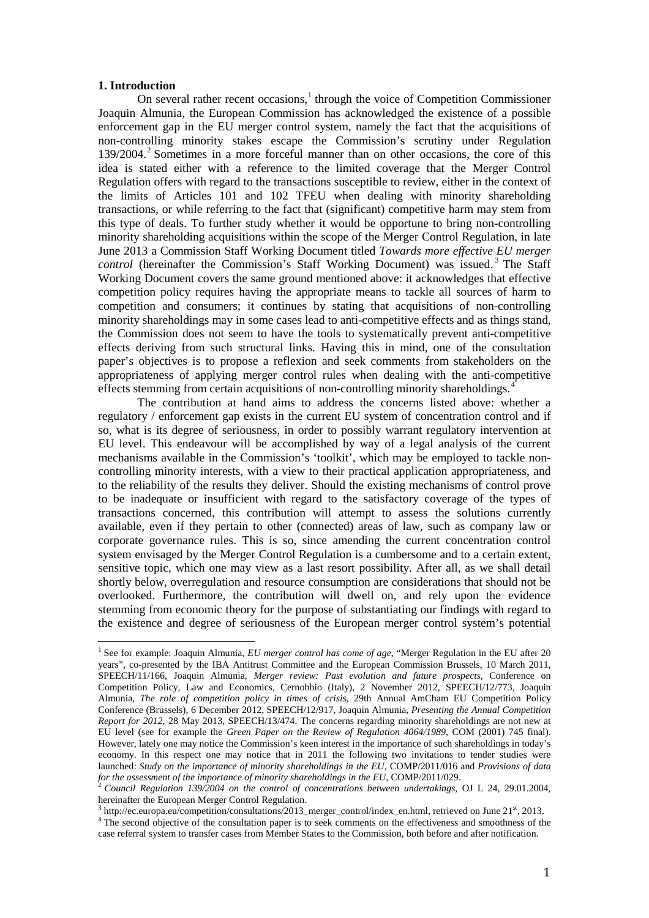## 1. Introduction

On several rather recent occasions,[1] through the voice of Competition Commissioner Joaquin Almunia, the European Commission has acknowledged the existence of a possible enforcement gap in the EU merger control system, namely the fact that the acquisitions of non-controlling minority stakes escape the Commission's scrutiny under Regulation 139/2004.[2] Sometimes in a more forceful manner than on other occasions, the core of this idea is stated either with a reference to the limited coverage that the Merger Control Regulation offers with regard to the transactions susceptible to review, either in the context of the limits of Articles 101 and 102 TFEU when dealing with minority shareholding transactions, or while referring to the fact that (significant) competitive harm may stem from this type of deals. To further study whether it would be opportune to bring non-controlling minority shareholding acquisitions within the scope of the Merger Control Regulation, in late June 2013 a Commission Staff Working Document titled *Towards more effective EU merger control* (hereinafter the Commission's Staff Working Document) was issued.[3] The Staff Working Document covers the same ground mentioned above: it acknowledges that effective competition policy requires having the appropriate means to tackle all sources of harm to competition and consumers; it continues by stating that acquisitions of non-controlling minority shareholdings may in some cases lead to anti-competitive effects and as things stand, the Commission does not seem to have the tools to systematically prevent anti-competitive effects deriving from such structural links. Having this in mind, one of the consultation paper's objectives is to propose a reflexion and seek comments from stakeholders on the appropriateness of applying merger control rules when dealing with the anti-competitive effects stemming from certain acquisitions of non-controlling minority shareholdings.[4]

The contribution at hand aims to address the concerns listed above: whether a regulatory / enforcement gap exists in the current EU system of concentration control and if so, what is its degree of seriousness, in order to possibly warrant regulatory intervention at EU level. This endeavour will be accomplished by way of a legal analysis of the current mechanisms available in the Commission's 'toolkit', which may be employed to tackle non-controlling minority interests, with a view to their practical application appropriateness, and to the reliability of the results they deliver. Should the existing mechanisms of control prove to be inadequate or insufficient with regard to the satisfactory coverage of the types of transactions concerned, this contribution will attempt to assess the solutions currently available, even if they pertain to other (connected) areas of law, such as company law or corporate governance rules. This is so, since amending the current concentration control system envisaged by the Merger Control Regulation is a cumbersome and to a certain extent, sensitive topic, which one may view as a last resort possibility. After all, as we shall detail shortly below, overregulation and resource consumption are considerations that should not be overlooked. Furthermore, the contribution will dwell on, and rely upon the evidence stemming from economic theory for the purpose of substantiating our findings with regard to the existence and degree of seriousness of the European merger control system's potential

---

[1] See for example: Joaquin Almunia, *EU merger control has come of age*, "Merger Regulation in the EU after 20 years", co-presented by the IBA Antitrust Committee and the European Commission Brussels, 10 March 2011, SPEECH/11/166, Joaquin Almunia, *Merger review: Past evolution and future prospects*, Conference on Competition Policy, Law and Economics, Cernobbio (Italy), 2 November 2012, SPEECH/12/773, Joaquin Almunia, *The role of competition policy in times of crisis*, 29th Annual AmCham EU Competition Policy Conference (Brussels), 6 December 2012, SPEECH/12/917, Joaquin Almunia, *Presenting the Annual Competition Report for 2012*, 28 May 2013, SPEECH/13/474. The concerns regarding minority shareholdings are not new at EU level (see for example the *Green Paper on the Review of Regulation 4064/1989*, COM (2001) 745 final). However, lately one may notice the Commission's keen interest in the importance of such shareholdings in today's economy. In this respect one may notice that in 2011 the following two invitations to tender studies were launched: *Study on the importance of minority shareholdings in the EU*, COMP/2011/016 and *Provisions of data for the assessment of the importance of minority shareholdings in the EU*, COMP/2011/029.

[2] *Council Regulation 139/2004 on the control of concentrations between undertakings*, OJ L 24, 29.01.2004, hereinafter the European Merger Control Regulation.

[3] http://ec.europa.eu/competition/consultations/2013_merger_control/index_en.html, retrieved on June 21st, 2013.

[4] The second objective of the consultation paper is to seek comments on the effectiveness and smoothness of the case referral system to transfer cases from Member States to the Commission, both before and after notification.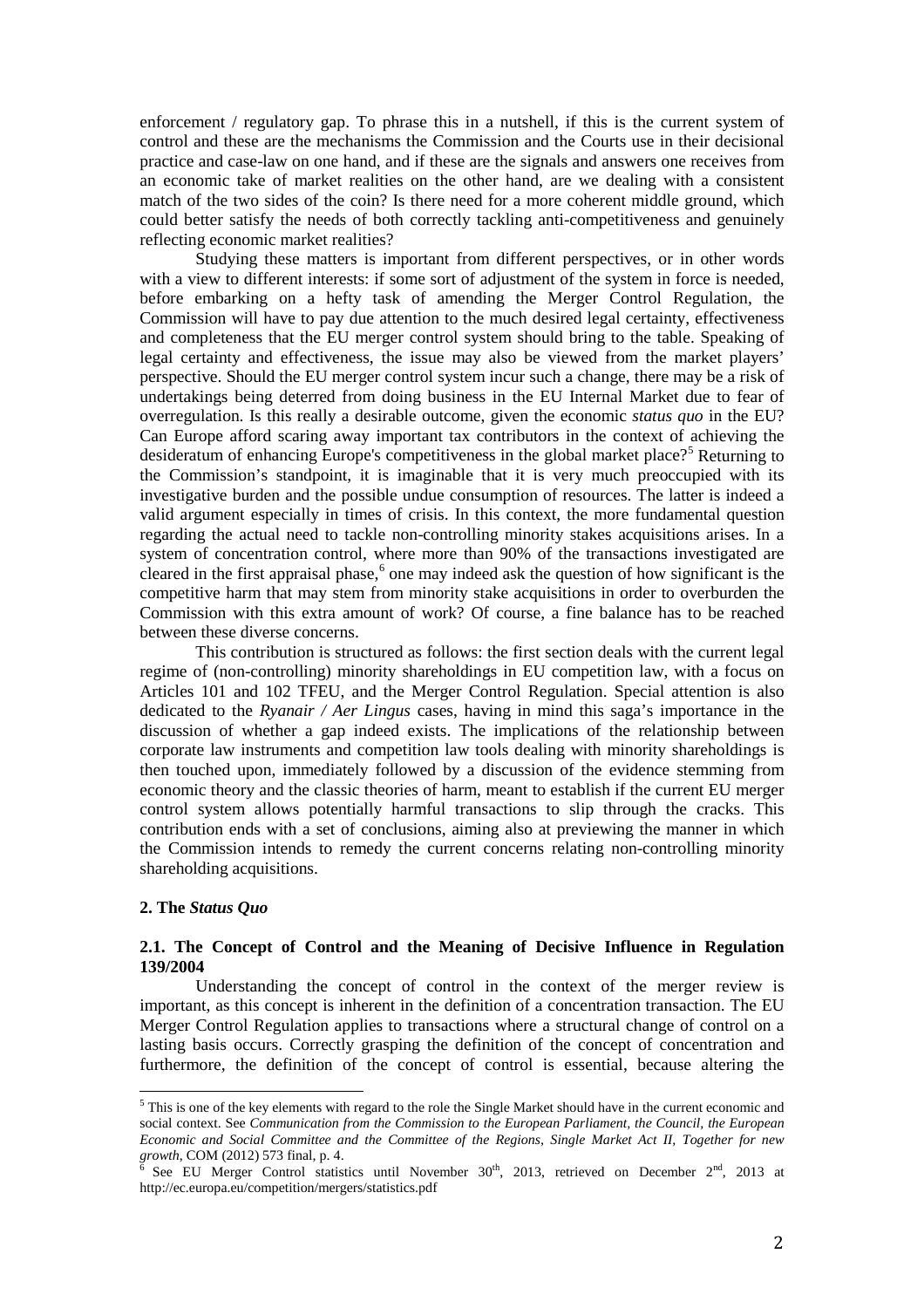enforcement / regulatory gap. To phrase this in a nutshell, if this is the current system of control and these are the mechanisms the Commission and the Courts use in their decisional practice and case-law on one hand, and if these are the signals and answers one receives from an economic take of market realities on the other hand, are we dealing with a consistent match of the two sides of the coin? Is there need for a more coherent middle ground, which could better satisfy the needs of both correctly tackling anti-competitiveness and genuinely reflecting economic market realities?

Studying these matters is important from different perspectives, or in other words with a view to different interests: if some sort of adjustment of the system in force is needed, before embarking on a hefty task of amending the Merger Control Regulation, the Commission will have to pay due attention to the much desired legal certainty, effectiveness and completeness that the EU merger control system should bring to the table. Speaking of legal certainty and effectiveness, the issue may also be viewed from the market players' perspective. Should the EU merger control system incur such a change, there may be a risk of undertakings being deterred from doing business in the EU Internal Market due to fear of overregulation. Is this really a desirable outcome, given the economic *status quo* in the EU? Can Europe afford scaring away important tax contributors in the context of achieving the desideratum of enhancing Europe's competitiveness in the global market place?[5] Returning to the Commission's standpoint, it is imaginable that it is very much preoccupied with its investigative burden and the possible undue consumption of resources. The latter is indeed a valid argument especially in times of crisis. In this context, the more fundamental question regarding the actual need to tackle non-controlling minority stakes acquisitions arises. In a system of concentration control, where more than 90% of the transactions investigated are cleared in the first appraisal phase,[6] one may indeed ask the question of how significant is the competitive harm that may stem from minority stake acquisitions in order to overburden the Commission with this extra amount of work? Of course, a fine balance has to be reached between these diverse concerns.

This contribution is structured as follows: the first section deals with the current legal regime of (non-controlling) minority shareholdings in EU competition law, with a focus on Articles 101 and 102 TFEU, and the Merger Control Regulation. Special attention is also dedicated to the *Ryanair / Aer Lingus* cases, having in mind this saga's importance in the discussion of whether a gap indeed exists. The implications of the relationship between corporate law instruments and competition law tools dealing with minority shareholdings is then touched upon, immediately followed by a discussion of the evidence stemming from economic theory and the classic theories of harm, meant to establish if the current EU merger control system allows potentially harmful transactions to slip through the cracks. This contribution ends with a set of conclusions, aiming also at previewing the manner in which the Commission intends to remedy the current concerns relating non-controlling minority shareholding acquisitions.

## 2. The *Status Quo*

### 2.1. The Concept of Control and the Meaning of Decisive Influence in Regulation 139/2004

Understanding the concept of control in the context of the merger review is important, as this concept is inherent in the definition of a concentration transaction. The EU Merger Control Regulation applies to transactions where a structural change of control on a lasting basis occurs. Correctly grasping the definition of the concept of concentration and furthermore, the definition of the concept of control is essential, because altering the

---

[5] This is one of the key elements with regard to the role the Single Market should have in the current economic and social context. See *Communication from the Commission to the European Parliament, the Council, the European Economic and Social Committee and the Committee of the Regions, Single Market Act II, Together for new growth*, COM (2012) 573 final, p. 4.

[6] See EU Merger Control statistics until November 30th, 2013, retrieved on December 2nd, 2013 at http://ec.europa.eu/competition/mergers/statistics.pdf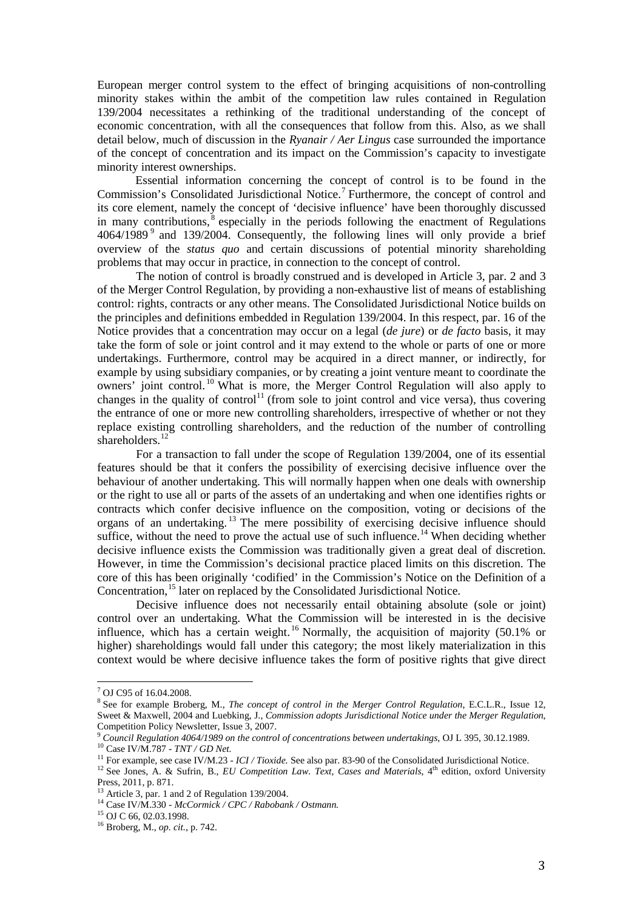European merger control system to the effect of bringing acquisitions of non-controlling minority stakes within the ambit of the competition law rules contained in Regulation 139/2004 necessitates a rethinking of the traditional understanding of the concept of economic concentration, with all the consequences that follow from this. Also, as we shall detail below, much of discussion in the *Ryanair / Aer Lingus* case surrounded the importance of the concept of concentration and its impact on the Commission's capacity to investigate minority interest ownerships.

Essential information concerning the concept of control is to be found in the Commission's Consolidated Jurisdictional Notice.[7] Furthermore, the concept of control and its core element, namely the concept of 'decisive influence' have been thoroughly discussed in many contributions,[8] especially in the periods following the enactment of Regulations 4064/1989[9] and 139/2004. Consequently, the following lines will only provide a brief overview of the *status quo* and certain discussions of potential minority shareholding problems that may occur in practice, in connection to the concept of control.

The notion of control is broadly construed and is developed in Article 3, par. 2 and 3 of the Merger Control Regulation, by providing a non-exhaustive list of means of establishing control: rights, contracts or any other means. The Consolidated Jurisdictional Notice builds on the principles and definitions embedded in Regulation 139/2004. In this respect, par. 16 of the Notice provides that a concentration may occur on a legal (*de jure*) or *de facto* basis, it may take the form of sole or joint control and it may extend to the whole or parts of one or more undertakings. Furthermore, control may be acquired in a direct manner, or indirectly, for example by using subsidiary companies, or by creating a joint venture meant to coordinate the owners' joint control.[10] What is more, the Merger Control Regulation will also apply to changes in the quality of control[11] (from sole to joint control and vice versa), thus covering the entrance of one or more new controlling shareholders, irrespective of whether or not they replace existing controlling shareholders, and the reduction of the number of controlling shareholders.[12]

For a transaction to fall under the scope of Regulation 139/2004, one of its essential features should be that it confers the possibility of exercising decisive influence over the behaviour of another undertaking. This will normally happen when one deals with ownership or the right to use all or parts of the assets of an undertaking and when one identifies rights or contracts which confer decisive influence on the composition, voting or decisions of the organs of an undertaking.[13] The mere possibility of exercising decisive influence should suffice, without the need to prove the actual use of such influence.[14] When deciding whether decisive influence exists the Commission was traditionally given a great deal of discretion. However, in time the Commission's decisional practice placed limits on this discretion. The core of this has been originally 'codified' in the Commission's Notice on the Definition of a Concentration,[15] later on replaced by the Consolidated Jurisdictional Notice.

Decisive influence does not necessarily entail obtaining absolute (sole or joint) control over an undertaking. What the Commission will be interested in is the decisive influence, which has a certain weight.[16] Normally, the acquisition of majority (50.1% or higher) shareholdings would fall under this category; the most likely materialization in this context would be where decisive influence takes the form of positive rights that give direct

---

[7] OJ C95 of 16.04.2008.

[8] See for example Broberg, M., *The concept of control in the Merger Control Regulation*, E.C.L.R., Issue 12, Sweet & Maxwell, 2004 and Luebking, J., *Commission adopts Jurisdictional Notice under the Merger Regulation*, Competition Policy Newsletter, Issue 3, 2007.

[9] *Council Regulation 4064/1989 on the control of concentrations between undertakings*, OJ L 395, 30.12.1989.

[10] Case IV/M.787 - *TNT / GD Net.*

[11] For example, see case IV/M.23 - *ICI / Tioxide.* See also par. 83-90 of the Consolidated Jurisdictional Notice.

[12] See Jones, A. & Sufrin, B., *EU Competition Law. Text, Cases and Materials*, 4th edition, oxford University Press, 2011, p. 871.

[13] Article 3, par. 1 and 2 of Regulation 139/2004.

[14] Case IV/M.330 - *McCormick / CPC / Rabobank / Ostmann.*

[15] OJ C 66, 02.03.1998.

[16] Broberg, M., *op. cit.*, p. 742.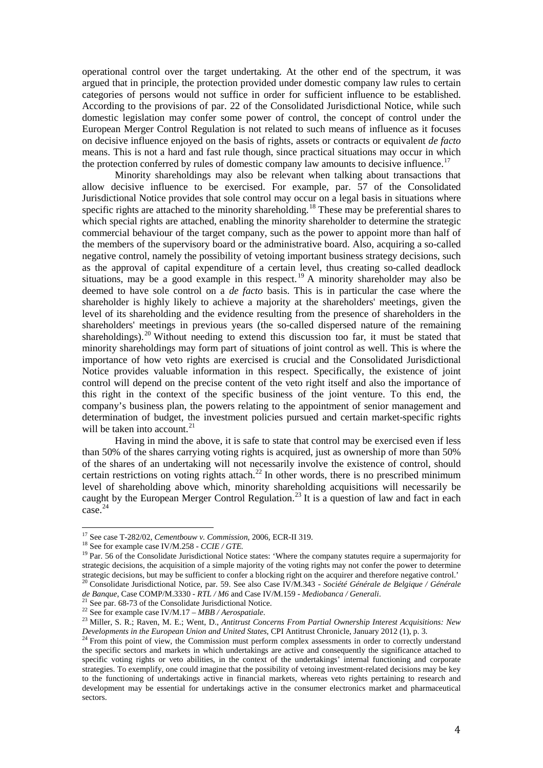operational control over the target undertaking. At the other end of the spectrum, it was argued that in principle, the protection provided under domestic company law rules to certain categories of persons would not suffice in order for sufficient influence to be established. According to the provisions of par. 22 of the Consolidated Jurisdictional Notice, while such domestic legislation may confer some power of control, the concept of control under the European Merger Control Regulation is not related to such means of influence as it focuses on decisive influence enjoyed on the basis of rights, assets or contracts or equivalent *de facto* means. This is not a hard and fast rule though, since practical situations may occur in which the protection conferred by rules of domestic company law amounts to decisive influence.[17]

Minority shareholdings may also be relevant when talking about transactions that allow decisive influence to be exercised. For example, par. 57 of the Consolidated Jurisdictional Notice provides that sole control may occur on a legal basis in situations where specific rights are attached to the minority shareholding.[18] These may be preferential shares to which special rights are attached, enabling the minority shareholder to determine the strategic commercial behaviour of the target company, such as the power to appoint more than half of the members of the supervisory board or the administrative board. Also, acquiring a so-called negative control, namely the possibility of vetoing important business strategy decisions, such as the approval of capital expenditure of a certain level, thus creating so-called deadlock situations, may be a good example in this respect.[19] A minority shareholder may also be deemed to have sole control on a *de facto* basis. This is in particular the case where the shareholder is highly likely to achieve a majority at the shareholders' meetings, given the level of its shareholding and the evidence resulting from the presence of shareholders in the shareholders' meetings in previous years (the so-called dispersed nature of the remaining shareholdings).[20] Without needing to extend this discussion too far, it must be stated that minority shareholdings may form part of situations of joint control as well. This is where the importance of how veto rights are exercised is crucial and the Consolidated Jurisdictional Notice provides valuable information in this respect. Specifically, the existence of joint control will depend on the precise content of the veto right itself and also the importance of this right in the context of the specific business of the joint venture. To this end, the company's business plan, the powers relating to the appointment of senior management and determination of budget, the investment policies pursued and certain market-specific rights will be taken into account.[21]

Having in mind the above, it is safe to state that control may be exercised even if less than 50% of the shares carrying voting rights is acquired, just as ownership of more than 50% of the shares of an undertaking will not necessarily involve the existence of control, should certain restrictions on voting rights attach.[22] In other words, there is no prescribed minimum level of shareholding above which, minority shareholding acquisitions will necessarily be caught by the European Merger Control Regulation.[23] It is a question of law and fact in each case.[24]

---

[17] See case T-282/02, *Cementbouw v. Commission*, 2006, ECR-II 319.

[18] See for example case IV/M.258 - *CCIE / GTE*.

[19] Par. 56 of the Consolidate Jurisdictional Notice states: 'Where the company statutes require a supermajority for strategic decisions, the acquisition of a simple majority of the voting rights may not confer the power to determine strategic decisions, but may be sufficient to confer a blocking right on the acquirer and therefore negative control.'

[20] Consolidate Jurisdictional Notice, par. 59. See also Case IV/M.343 - *Société Générale de Belgique / Générale de Banque*, Case COMP/M.3330 - *RTL / M6* and Case IV/M.159 - *Mediobanca / Generali*.

[21] See par. 68-73 of the Consolidate Jurisdictional Notice.

[22] See for example case IV/M.17 – *MBB / Aerospatiale*.

[23] Miller, S. R.; Raven, M. E.; Went, D., *Antitrust Concerns From Partial Ownership Interest Acquisitions: New Developments in the European Union and United States*, CPI Antitrust Chronicle, January 2012 (1), p. 3.

[24] From this point of view, the Commission must perform complex assessments in order to correctly understand the specific sectors and markets in which undertakings are active and consequently the significance attached to specific voting rights or veto abilities, in the context of the undertakings' internal functioning and corporate strategies. To exemplify, one could imagine that the possibility of vetoing investment-related decisions may be key to the functioning of undertakings active in financial markets, whereas veto rights pertaining to research and development may be essential for undertakings active in the consumer electronics market and pharmaceutical sectors.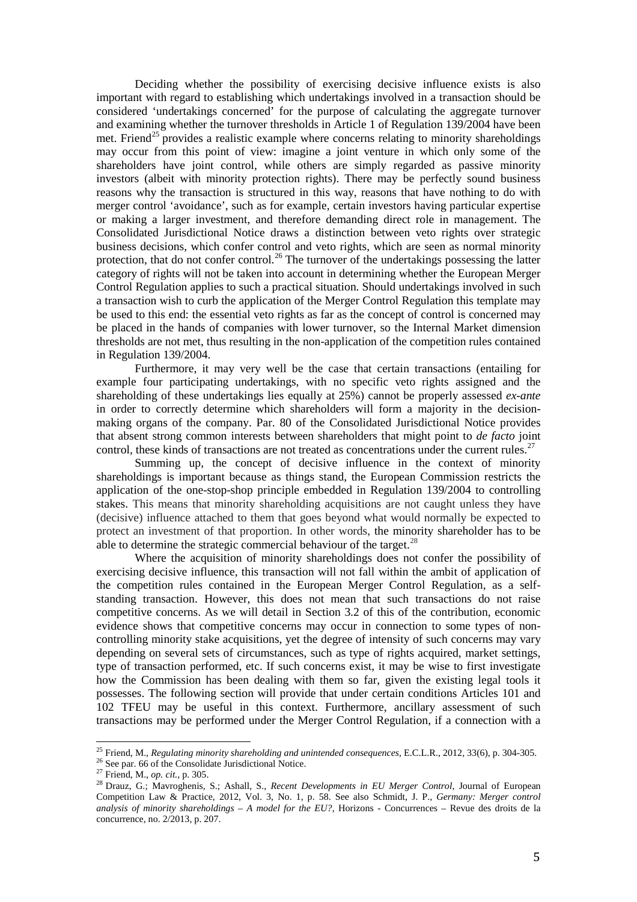Deciding whether the possibility of exercising decisive influence exists is also important with regard to establishing which undertakings involved in a transaction should be considered 'undertakings concerned' for the purpose of calculating the aggregate turnover and examining whether the turnover thresholds in Article 1 of Regulation 139/2004 have been met. Friend[25] provides a realistic example where concerns relating to minority shareholdings may occur from this point of view: imagine a joint venture in which only some of the shareholders have joint control, while others are simply regarded as passive minority investors (albeit with minority protection rights). There may be perfectly sound business reasons why the transaction is structured in this way, reasons that have nothing to do with merger control 'avoidance', such as for example, certain investors having particular expertise or making a larger investment, and therefore demanding direct role in management. The Consolidated Jurisdictional Notice draws a distinction between veto rights over strategic business decisions, which confer control and veto rights, which are seen as normal minority protection, that do not confer control.[26] The turnover of the undertakings possessing the latter category of rights will not be taken into account in determining whether the European Merger Control Regulation applies to such a practical situation. Should undertakings involved in such a transaction wish to curb the application of the Merger Control Regulation this template may be used to this end: the essential veto rights as far as the concept of control is concerned may be placed in the hands of companies with lower turnover, so the Internal Market dimension thresholds are not met, thus resulting in the non-application of the competition rules contained in Regulation 139/2004.

Furthermore, it may very well be the case that certain transactions (entailing for example four participating undertakings, with no specific veto rights assigned and the shareholding of these undertakings lies equally at 25%) cannot be properly assessed *ex-ante* in order to correctly determine which shareholders will form a majority in the decision-making organs of the company. Par. 80 of the Consolidated Jurisdictional Notice provides that absent strong common interests between shareholders that might point to *de facto* joint control, these kinds of transactions are not treated as concentrations under the current rules.[27]

Summing up, the concept of decisive influence in the context of minority shareholdings is important because as things stand, the European Commission restricts the application of the one-stop-shop principle embedded in Regulation 139/2004 to controlling stakes. This means that minority shareholding acquisitions are not caught unless they have (decisive) influence attached to them that goes beyond what would normally be expected to protect an investment of that proportion. In other words, the minority shareholder has to be able to determine the strategic commercial behaviour of the target.[28]

Where the acquisition of minority shareholdings does not confer the possibility of exercising decisive influence, this transaction will not fall within the ambit of application of the competition rules contained in the European Merger Control Regulation, as a self-standing transaction. However, this does not mean that such transactions do not raise competitive concerns. As we will detail in Section 3.2 of this of the contribution, economic evidence shows that competitive concerns may occur in connection to some types of non-controlling minority stake acquisitions, yet the degree of intensity of such concerns may vary depending on several sets of circumstances, such as type of rights acquired, market settings, type of transaction performed, etc. If such concerns exist, it may be wise to first investigate how the Commission has been dealing with them so far, given the existing legal tools it possesses. The following section will provide that under certain conditions Articles 101 and 102 TFEU may be useful in this context. Furthermore, ancillary assessment of such transactions may be performed under the Merger Control Regulation, if a connection with a

---

[25] Friend, M., *Regulating minority shareholding and unintended consequences*, E.C.L.R., 2012, 33(6), p. 304-305.

[26] See par. 66 of the Consolidate Jurisdictional Notice.

[27] Friend, M., *op. cit.*, p. 305.

[28] Drauz, G.; Mavroghenis, S.; Ashall, S., *Recent Developments in EU Merger Control*, Journal of European Competition Law & Practice, 2012, Vol. 3, No. 1, p. 58. See also Schmidt, J. P., *Germany: Merger control analysis of minority shareholdings – A model for the EU?*, Horizons - Concurrences – Revue des droits de la concurrence, no. 2/2013, p. 207.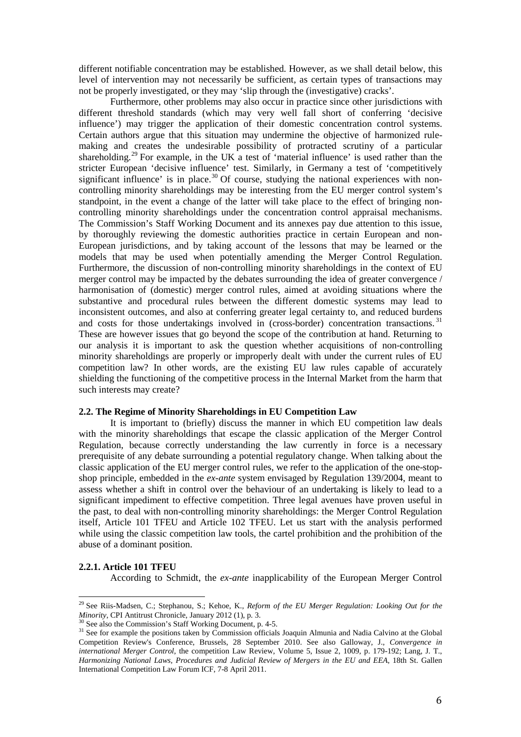different notifiable concentration may be established. However, as we shall detail below, this level of intervention may not necessarily be sufficient, as certain types of transactions may not be properly investigated, or they may 'slip through the (investigative) cracks'.

Furthermore, other problems may also occur in practice since other jurisdictions with different threshold standards (which may very well fall short of conferring 'decisive influence') may trigger the application of their domestic concentration control systems. Certain authors argue that this situation may undermine the objective of harmonized rule-making and creates the undesirable possibility of protracted scrutiny of a particular shareholding.[29] For example, in the UK a test of 'material influence' is used rather than the stricter European 'decisive influence' test. Similarly, in Germany a test of 'competitively significant influence' is in place.[30] Of course, studying the national experiences with non-controlling minority shareholdings may be interesting from the EU merger control system's standpoint, in the event a change of the latter will take place to the effect of bringing non-controlling minority shareholdings under the concentration control appraisal mechanisms. The Commission's Staff Working Document and its annexes pay due attention to this issue, by thoroughly reviewing the domestic authorities practice in certain European and non-European jurisdictions, and by taking account of the lessons that may be learned or the models that may be used when potentially amending the Merger Control Regulation. Furthermore, the discussion of non-controlling minority shareholdings in the context of EU merger control may be impacted by the debates surrounding the idea of greater convergence / harmonisation of (domestic) merger control rules, aimed at avoiding situations where the substantive and procedural rules between the different domestic systems may lead to inconsistent outcomes, and also at conferring greater legal certainty to, and reduced burdens and costs for those undertakings involved in (cross-border) concentration transactions.[31] These are however issues that go beyond the scope of the contribution at hand. Returning to our analysis it is important to ask the question whether acquisitions of non-controlling minority shareholdings are properly or improperly dealt with under the current rules of EU competition law? In other words, are the existing EU law rules capable of accurately shielding the functioning of the competitive process in the Internal Market from the harm that such interests may create?

### 2.2. The Regime of Minority Shareholdings in EU Competition Law

It is important to (briefly) discuss the manner in which EU competition law deals with the minority shareholdings that escape the classic application of the Merger Control Regulation, because correctly understanding the law currently in force is a necessary prerequisite of any debate surrounding a potential regulatory change. When talking about the classic application of the EU merger control rules, we refer to the application of the one-stop-shop principle, embedded in the *ex-ante* system envisaged by Regulation 139/2004, meant to assess whether a shift in control over the behaviour of an undertaking is likely to lead to a significant impediment to effective competition. Three legal avenues have proven useful in the past, to deal with non-controlling minority shareholdings: the Merger Control Regulation itself, Article 101 TFEU and Article 102 TFEU. Let us start with the analysis performed while using the classic competition law tools, the cartel prohibition and the prohibition of the abuse of a dominant position.

#### 2.2.1. Article 101 TFEU

According to Schmidt, the *ex-ante* inapplicability of the European Merger Control

---

[29] See Riis-Madsen, C.; Stephanou, S.; Kehoe, K., *Reform of the EU Merger Regulation: Looking Out for the Minority*, CPI Antitrust Chronicle, January 2012 (1), p. 3.

[30] See also the Commission's Staff Working Document, p. 4-5.

[31] See for example the positions taken by Commission officials Joaquin Almunia and Nadia Calvino at the Global Competition Review's Conference, Brussels, 28 September 2010. See also Galloway, J., *Convergence in international Merger Control*, the competition Law Review, Volume 5, Issue 2, 1009, p. 179-192; Lang, J. T., *Harmonizing National Laws, Procedures and Judicial Review of Mergers in the EU and EEA*, 18th St. Gallen International Competition Law Forum ICF, 7-8 April 2011.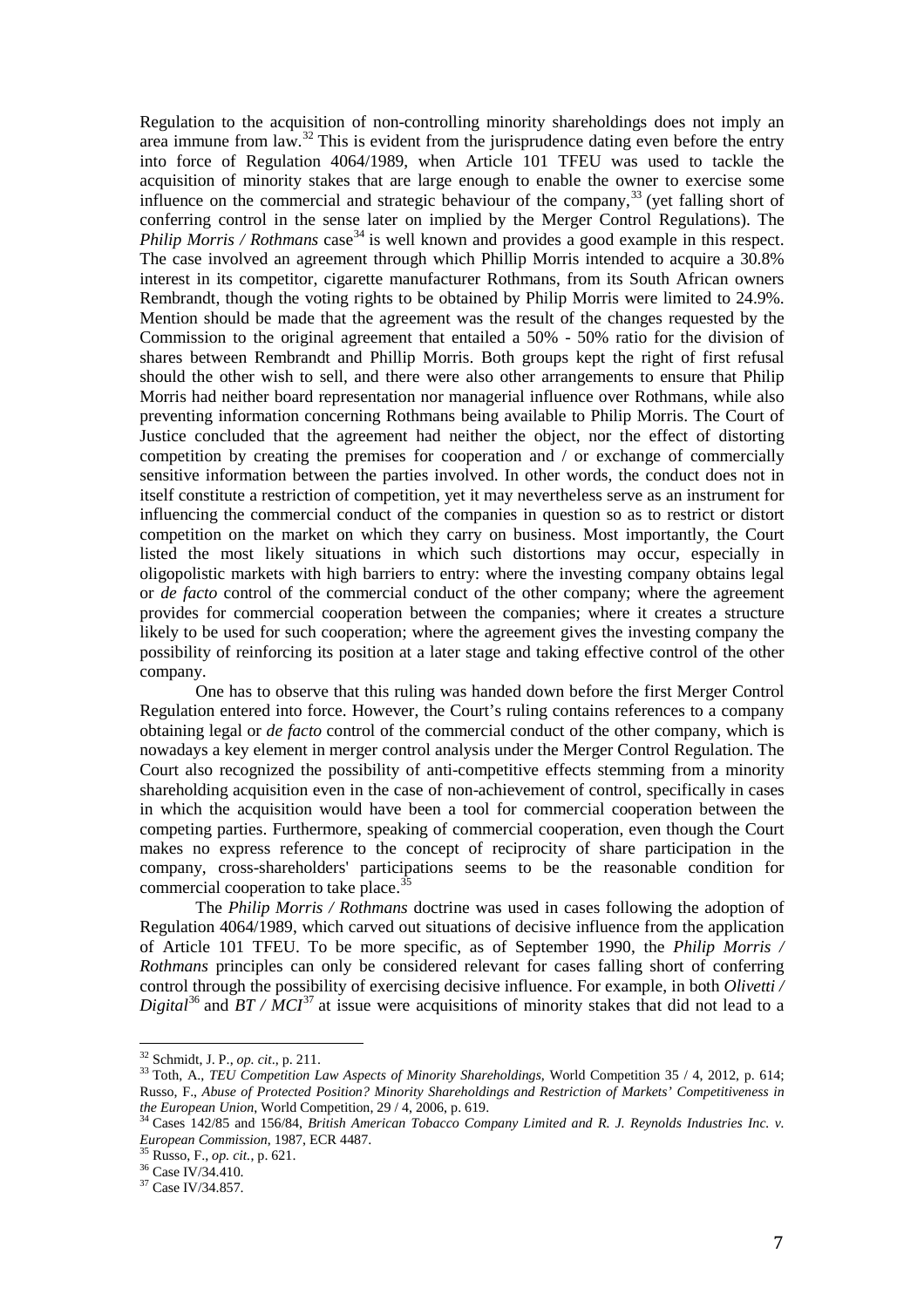Regulation to the acquisition of non-controlling minority shareholdings does not imply an area immune from law.[32] This is evident from the jurisprudence dating even before the entry into force of Regulation 4064/1989, when Article 101 TFEU was used to tackle the acquisition of minority stakes that are large enough to enable the owner to exercise some influence on the commercial and strategic behaviour of the company,[33] (yet falling short of conferring control in the sense later on implied by the Merger Control Regulations). The *Philip Morris / Rothmans* case[34] is well known and provides a good example in this respect. The case involved an agreement through which Phillip Morris intended to acquire a 30.8% interest in its competitor, cigarette manufacturer Rothmans, from its South African owners Rembrandt, though the voting rights to be obtained by Philip Morris were limited to 24.9%. Mention should be made that the agreement was the result of the changes requested by the Commission to the original agreement that entailed a 50% - 50% ratio for the division of shares between Rembrandt and Phillip Morris. Both groups kept the right of first refusal should the other wish to sell, and there were also other arrangements to ensure that Philip Morris had neither board representation nor managerial influence over Rothmans, while also preventing information concerning Rothmans being available to Philip Morris. The Court of Justice concluded that the agreement had neither the object, nor the effect of distorting competition by creating the premises for cooperation and / or exchange of commercially sensitive information between the parties involved. In other words, the conduct does not in itself constitute a restriction of competition, yet it may nevertheless serve as an instrument for influencing the commercial conduct of the companies in question so as to restrict or distort competition on the market on which they carry on business. Most importantly, the Court listed the most likely situations in which such distortions may occur, especially in oligopolistic markets with high barriers to entry: where the investing company obtains legal or *de facto* control of the commercial conduct of the other company; where the agreement provides for commercial cooperation between the companies; where it creates a structure likely to be used for such cooperation; where the agreement gives the investing company the possibility of reinforcing its position at a later stage and taking effective control of the other company.

One has to observe that this ruling was handed down before the first Merger Control Regulation entered into force. However, the Court's ruling contains references to a company obtaining legal or *de facto* control of the commercial conduct of the other company, which is nowadays a key element in merger control analysis under the Merger Control Regulation. The Court also recognized the possibility of anti-competitive effects stemming from a minority shareholding acquisition even in the case of non-achievement of control, specifically in cases in which the acquisition would have been a tool for commercial cooperation between the competing parties. Furthermore, speaking of commercial cooperation, even though the Court makes no express reference to the concept of reciprocity of share participation in the company, cross-shareholders' participations seems to be the reasonable condition for commercial cooperation to take place.[35]

The *Philip Morris / Rothmans* doctrine was used in cases following the adoption of Regulation 4064/1989, which carved out situations of decisive influence from the application of Article 101 TFEU. To be more specific, as of September 1990, the *Philip Morris / Rothmans* principles can only be considered relevant for cases falling short of conferring control through the possibility of exercising decisive influence. For example, in both *Olivetti / Digital*[36] and *BT / MCI*[37] at issue were acquisitions of minority stakes that did not lead to a

---

[32] Schmidt, J. P., *op. cit.*, p. 211.

[33] Toth, A., *TEU Competition Law Aspects of Minority Shareholdings,* World Competition 35 / 4, 2012, p. 614; Russo, F., *Abuse of Protected Position? Minority Shareholdings and Restriction of Markets' Competitiveness in the European Union*, World Competition, 29 / 4, 2006, p. 619.

[34] Cases 142/85 and 156/84, *British American Tobacco Company Limited and R. J. Reynolds Industries Inc. v. European Commission,* 1987, ECR 4487.

[35] Russo, F., *op. cit.*, p. 621.

[36] Case IV/34.410.

[37] Case IV/34.857.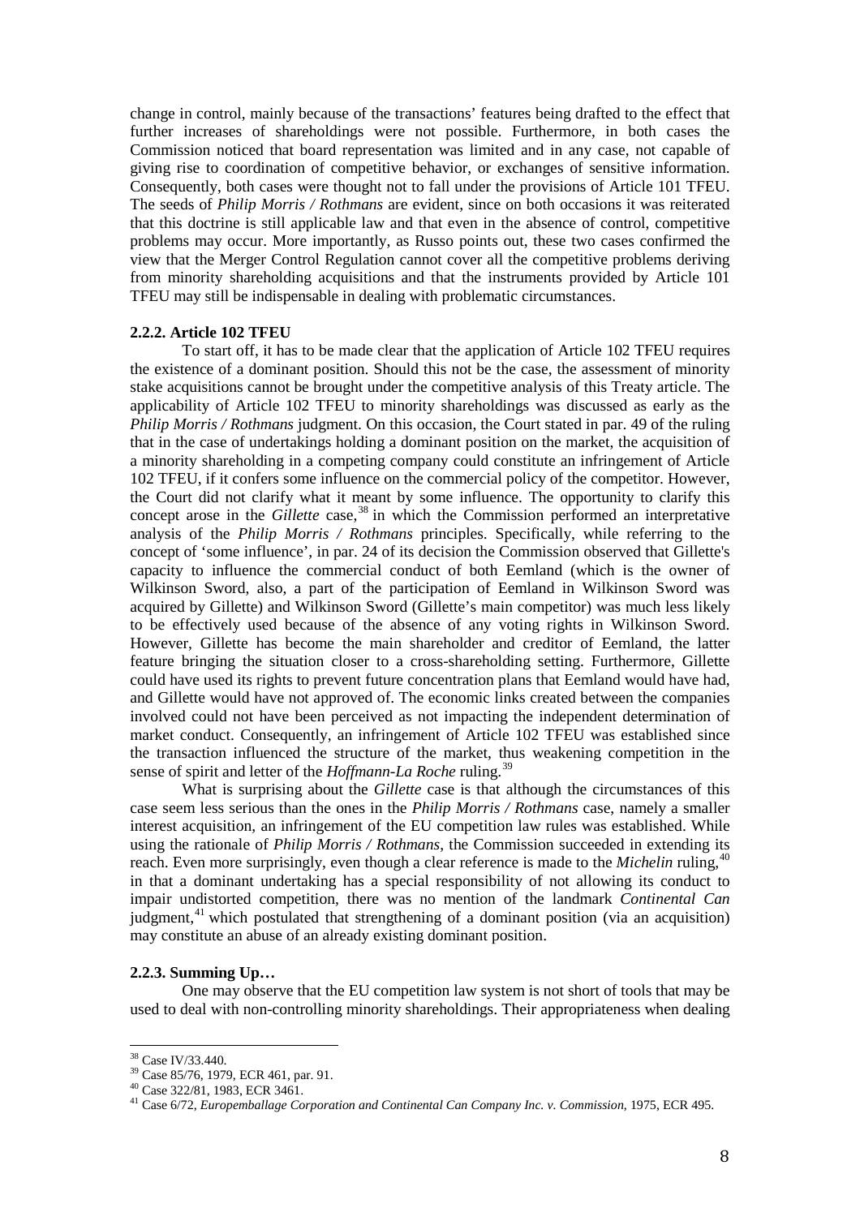change in control, mainly because of the transactions' features being drafted to the effect that further increases of shareholdings were not possible. Furthermore, in both cases the Commission noticed that board representation was limited and in any case, not capable of giving rise to coordination of competitive behavior, or exchanges of sensitive information. Consequently, both cases were thought not to fall under the provisions of Article 101 TFEU. The seeds of *Philip Morris / Rothmans* are evident, since on both occasions it was reiterated that this doctrine is still applicable law and that even in the absence of control, competitive problems may occur. More importantly, as Russo points out, these two cases confirmed the view that the Merger Control Regulation cannot cover all the competitive problems deriving from minority shareholding acquisitions and that the instruments provided by Article 101 TFEU may still be indispensable in dealing with problematic circumstances.

**2.2.2. Article 102 TFEU**

To start off, it has to be made clear that the application of Article 102 TFEU requires the existence of a dominant position. Should this not be the case, the assessment of minority stake acquisitions cannot be brought under the competitive analysis of this Treaty article. The applicability of Article 102 TFEU to minority shareholdings was discussed as early as the *Philip Morris / Rothmans* judgment. On this occasion, the Court stated in par. 49 of the ruling that in the case of undertakings holding a dominant position on the market, the acquisition of a minority shareholding in a competing company could constitute an infringement of Article 102 TFEU, if it confers some influence on the commercial policy of the competitor. However, the Court did not clarify what it meant by some influence. The opportunity to clarify this concept arose in the *Gillette* case,[38] in which the Commission performed an interpretative analysis of the *Philip Morris / Rothmans* principles. Specifically, while referring to the concept of 'some influence', in par. 24 of its decision the Commission observed that Gillette's capacity to influence the commercial conduct of both Eemland (which is the owner of Wilkinson Sword, also, a part of the participation of Eemland in Wilkinson Sword was acquired by Gillette) and Wilkinson Sword (Gillette's main competitor) was much less likely to be effectively used because of the absence of any voting rights in Wilkinson Sword. However, Gillette has become the main shareholder and creditor of Eemland, the latter feature bringing the situation closer to a cross-shareholding setting. Furthermore, Gillette could have used its rights to prevent future concentration plans that Eemland would have had, and Gillette would have not approved of. The economic links created between the companies involved could not have been perceived as not impacting the independent determination of market conduct. Consequently, an infringement of Article 102 TFEU was established since the transaction influenced the structure of the market, thus weakening competition in the sense of spirit and letter of the *Hoffmann-La Roche* ruling.[39]

What is surprising about the *Gillette* case is that although the circumstances of this case seem less serious than the ones in the *Philip Morris / Rothmans* case, namely a smaller interest acquisition, an infringement of the EU competition law rules was established. While using the rationale of *Philip Morris / Rothmans*, the Commission succeeded in extending its reach. Even more surprisingly, even though a clear reference is made to the *Michelin* ruling,[40] in that a dominant undertaking has a special responsibility of not allowing its conduct to impair undistorted competition, there was no mention of the landmark *Continental Can* judgment,[41] which postulated that strengthening of a dominant position (via an acquisition) may constitute an abuse of an already existing dominant position.

**2.2.3. Summing Up…**

One may observe that the EU competition law system is not short of tools that may be used to deal with non-controlling minority shareholdings. Their appropriateness when dealing

[38] Case IV/33.440.

[39] Case 85/76, 1979, ECR 461, par. 91.

[40] Case 322/81, 1983, ECR 3461.

[41] Case 6/72, *Europemballage Corporation and Continental Can Company Inc. v. Commission*, 1975, ECR 495.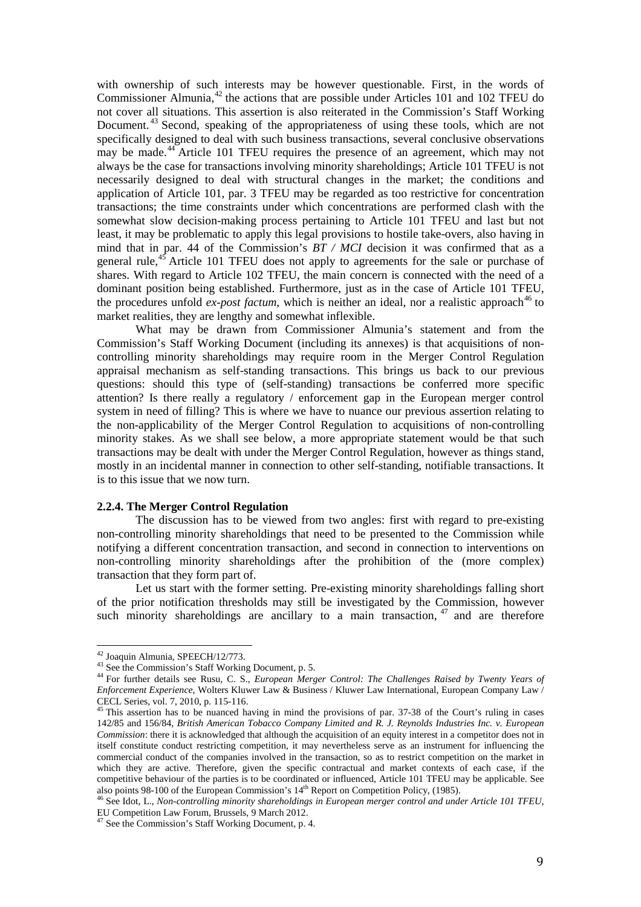with ownership of such interests may be however questionable. First, in the words of Commissioner Almunia,[42] the actions that are possible under Articles 101 and 102 TFEU do not cover all situations. This assertion is also reiterated in the Commission's Staff Working Document.[43] Second, speaking of the appropriateness of using these tools, which are not specifically designed to deal with such business transactions, several conclusive observations may be made.[44] Article 101 TFEU requires the presence of an agreement, which may not always be the case for transactions involving minority shareholdings; Article 101 TFEU is not necessarily designed to deal with structural changes in the market; the conditions and application of Article 101, par. 3 TFEU may be regarded as too restrictive for concentration transactions; the time constraints under which concentrations are performed clash with the somewhat slow decision-making process pertaining to Article 101 TFEU and last but not least, it may be problematic to apply this legal provisions to hostile take-overs, also having in mind that in par. 44 of the Commission's *BT / MCI* decision it was confirmed that as a general rule,[45] Article 101 TFEU does not apply to agreements for the sale or purchase of shares. With regard to Article 102 TFEU, the main concern is connected with the need of a dominant position being established. Furthermore, just as in the case of Article 101 TFEU, the procedures unfold *ex-post factum*, which is neither an ideal, nor a realistic approach[46] to market realities, they are lengthy and somewhat inflexible.

What may be drawn from Commissioner Almunia's statement and from the Commission's Staff Working Document (including its annexes) is that acquisitions of non-controlling minority shareholdings may require room in the Merger Control Regulation appraisal mechanism as self-standing transactions. This brings us back to our previous questions: should this type of (self-standing) transactions be conferred more specific attention? Is there really a regulatory / enforcement gap in the European merger control system in need of filling? This is where we have to nuance our previous assertion relating to the non-applicability of the Merger Control Regulation to acquisitions of non-controlling minority stakes. As we shall see below, a more appropriate statement would be that such transactions may be dealt with under the Merger Control Regulation, however as things stand, mostly in an incidental manner in connection to other self-standing, notifiable transactions. It is to this issue that we now turn.

#### 2.2.4. The Merger Control Regulation

The discussion has to be viewed from two angles: first with regard to pre-existing non-controlling minority shareholdings that need to be presented to the Commission while notifying a different concentration transaction, and second in connection to interventions on non-controlling minority shareholdings after the prohibition of the (more complex) transaction that they form part of.

Let us start with the former setting. Pre-existing minority shareholdings falling short of the prior notification thresholds may still be investigated by the Commission, however such minority shareholdings are ancillary to a main transaction,[47] and are therefore

---

[42] Joaquin Almunia, SPEECH/12/773.

[43] See the Commission's Staff Working Document, p. 5.

[44] For further details see Rusu, C. S., *European Merger Control: The Challenges Raised by Twenty Years of Enforcement Experience*, Wolters Kluwer Law & Business / Kluwer Law International, European Company Law / CECL Series, vol. 7, 2010, p. 115-116.

[45] This assertion has to be nuanced having in mind the provisions of par. 37-38 of the Court's ruling in cases 142/85 and 156/84, *British American Tobacco Company Limited and R. J. Reynolds Industries Inc. v. European Commission*: there it is acknowledged that although the acquisition of an equity interest in a competitor does not in itself constitute conduct restricting competition, it may nevertheless serve as an instrument for influencing the commercial conduct of the companies involved in the transaction, so as to restrict competition on the market in which they are active. Therefore, given the specific contractual and market contexts of each case, if the competitive behaviour of the parties is to be coordinated or influenced, Article 101 TFEU may be applicable. See also points 98-100 of the European Commission's 14th Report on Competition Policy, (1985).

[46] See Idot, L., *Non-controlling minority shareholdings in European merger control and under Article 101 TFEU*, EU Competition Law Forum, Brussels, 9 March 2012.

[47] See the Commission's Staff Working Document, p. 4.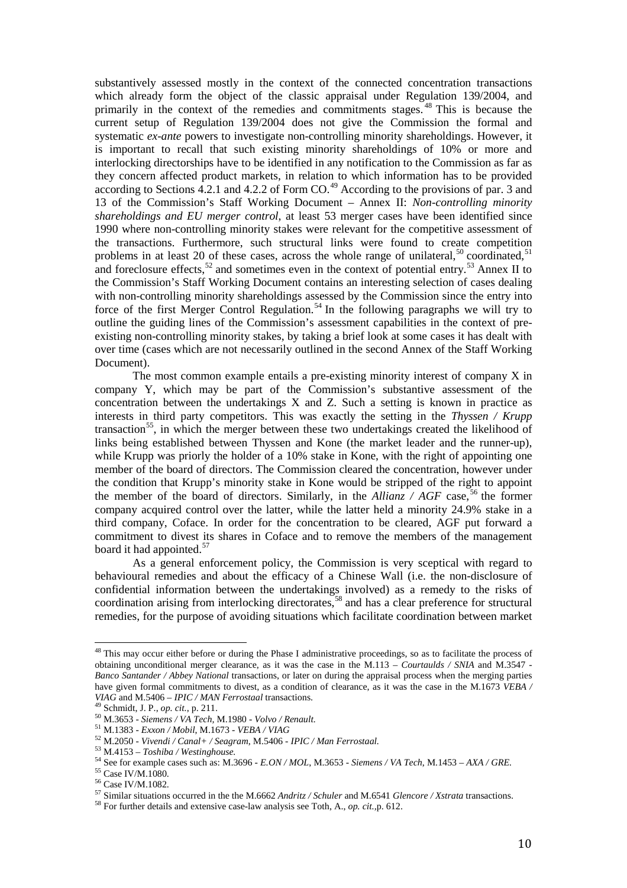substantively assessed mostly in the context of the connected concentration transactions which already form the object of the classic appraisal under Regulation 139/2004, and primarily in the context of the remedies and commitments stages.[48] This is because the current setup of Regulation 139/2004 does not give the Commission the formal and systematic *ex-ante* powers to investigate non-controlling minority shareholdings. However, it is important to recall that such existing minority shareholdings of 10% or more and interlocking directorships have to be identified in any notification to the Commission as far as they concern affected product markets, in relation to which information has to be provided according to Sections 4.2.1 and 4.2.2 of Form CO.[49] According to the provisions of par. 3 and 13 of the Commission's Staff Working Document – Annex II: *Non-controlling minority shareholdings and EU merger control*, at least 53 merger cases have been identified since 1990 where non-controlling minority stakes were relevant for the competitive assessment of the transactions. Furthermore, such structural links were found to create competition problems in at least 20 of these cases, across the whole range of unilateral,[50] coordinated,[51] and foreclosure effects,[52] and sometimes even in the context of potential entry.[53] Annex II to the Commission's Staff Working Document contains an interesting selection of cases dealing with non-controlling minority shareholdings assessed by the Commission since the entry into force of the first Merger Control Regulation.[54] In the following paragraphs we will try to outline the guiding lines of the Commission's assessment capabilities in the context of pre-existing non-controlling minority stakes, by taking a brief look at some cases it has dealt with over time (cases which are not necessarily outlined in the second Annex of the Staff Working Document).

The most common example entails a pre-existing minority interest of company X in company Y, which may be part of the Commission's substantive assessment of the concentration between the undertakings X and Z. Such a setting is known in practice as interests in third party competitors. This was exactly the setting in the *Thyssen / Krupp* transaction[55], in which the merger between these two undertakings created the likelihood of links being established between Thyssen and Kone (the market leader and the runner-up), while Krupp was priorly the holder of a 10% stake in Kone, with the right of appointing one member of the board of directors. The Commission cleared the concentration, however under the condition that Krupp's minority stake in Kone would be stripped of the right to appoint the member of the board of directors. Similarly, in the *Allianz / AGF* case,[56] the former company acquired control over the latter, while the latter held a minority 24.9% stake in a third company, Coface. In order for the concentration to be cleared, AGF put forward a commitment to divest its shares in Coface and to remove the members of the management board it had appointed.[57]

As a general enforcement policy, the Commission is very sceptical with regard to behavioural remedies and about the efficacy of a Chinese Wall (i.e. the non-disclosure of confidential information between the undertakings involved) as a remedy to the risks of coordination arising from interlocking directorates,[58] and has a clear preference for structural remedies, for the purpose of avoiding situations which facilitate coordination between market

---

[48] This may occur either before or during the Phase I administrative proceedings, so as to facilitate the process of obtaining unconditional merger clearance, as it was the case in the M.113 – *Courtaulds / SNIA* and M.3547 - *Banco Santander / Abbey National* transactions, or later on during the appraisal process when the merging parties have given formal commitments to divest, as a condition of clearance, as it was the case in the M.1673 *VEBA / VIAG* and M.5406 – *IPIC / MAN Ferrostaal* transactions.

[49] Schmidt, J. P., *op. cit.*, p. 211.

[50] M.3653 - *Siemens / VA Tech*, M.1980 - *Volvo / Renault.*

[51] M.1383 - *Exxon / Mobil*, M.1673 - *VEBA / VIAG*

[52] M.2050 - *Vivendi / Canal+ / Seagram*, M.5406 - *IPIC / Man Ferrostaal.*

[53] M.4153 – *Toshiba / Westinghouse.*

[54] See for example cases such as: M.3696 - *E.ON / MOL*, M.3653 - *Siemens / VA Tech*, M.1453 – *AXA / GRE.*

[55] Case IV/M.1080.

[56] Case IV/M.1082.

[57] Similar situations occurred in the the M.6662 *Andritz / Schuler* and M.6541 *Glencore / Xstrata* transactions.

[58] For further details and extensive case-law analysis see Toth, A., *op. cit.*,p. 612.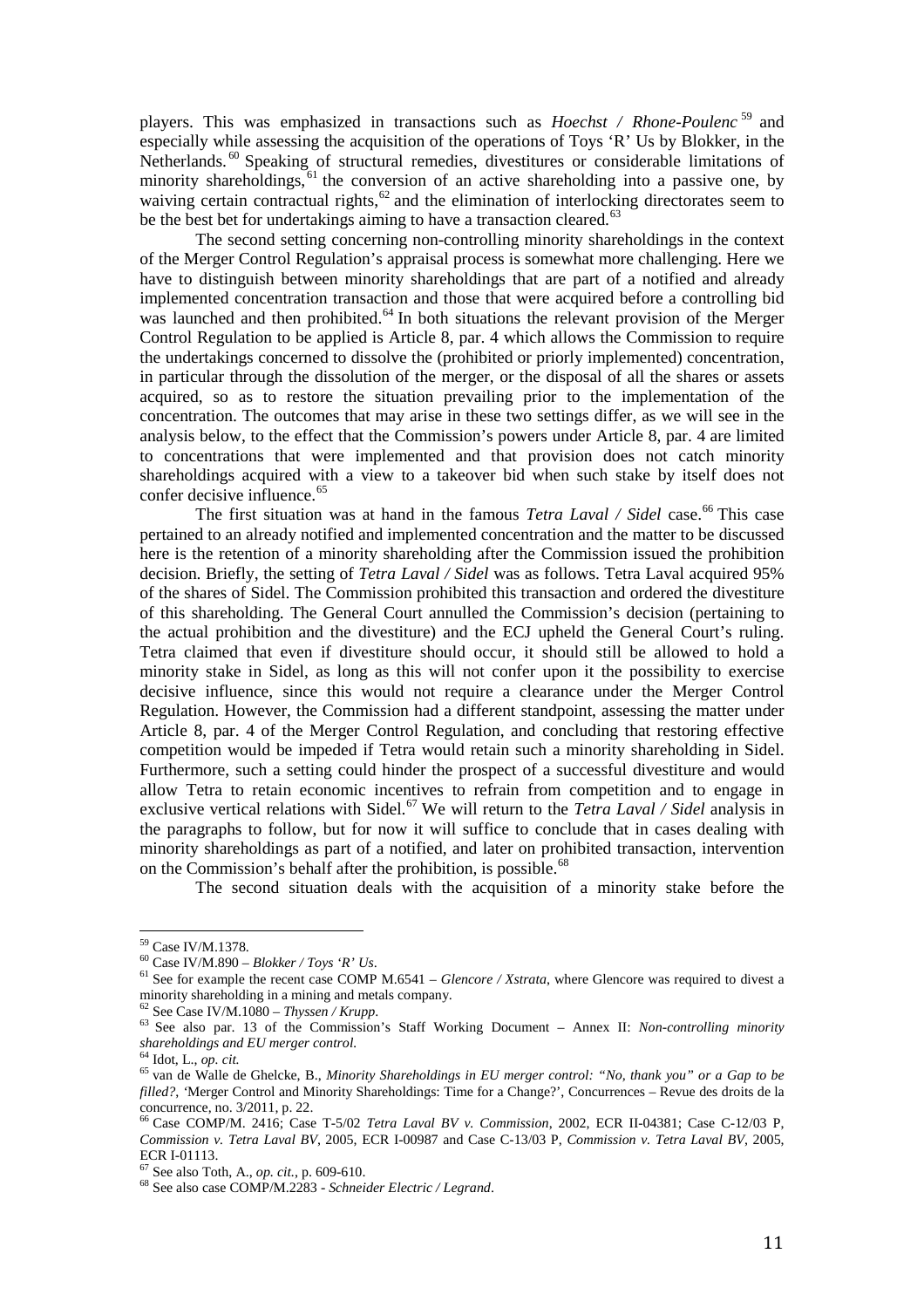players. This was emphasized in transactions such as *Hoechst / Rhone-Poulenc*[59] and especially while assessing the acquisition of the operations of Toys 'R' Us by Blokker, in the Netherlands.[60] Speaking of structural remedies, divestitures or considerable limitations of minority shareholdings,[61] the conversion of an active shareholding into a passive one, by waiving certain contractual rights,[62] and the elimination of interlocking directorates seem to be the best bet for undertakings aiming to have a transaction cleared.[63]

The second setting concerning non-controlling minority shareholdings in the context of the Merger Control Regulation's appraisal process is somewhat more challenging. Here we have to distinguish between minority shareholdings that are part of a notified and already implemented concentration transaction and those that were acquired before a controlling bid was launched and then prohibited.[64] In both situations the relevant provision of the Merger Control Regulation to be applied is Article 8, par. 4 which allows the Commission to require the undertakings concerned to dissolve the (prohibited or priorly implemented) concentration, in particular through the dissolution of the merger, or the disposal of all the shares or assets acquired, so as to restore the situation prevailing prior to the implementation of the concentration. The outcomes that may arise in these two settings differ, as we will see in the analysis below, to the effect that the Commission's powers under Article 8, par. 4 are limited to concentrations that were implemented and that provision does not catch minority shareholdings acquired with a view to a takeover bid when such stake by itself does not confer decisive influence.[65]

The first situation was at hand in the famous *Tetra Laval / Sidel* case.[66] This case pertained to an already notified and implemented concentration and the matter to be discussed here is the retention of a minority shareholding after the Commission issued the prohibition decision. Briefly, the setting of *Tetra Laval / Sidel* was as follows. Tetra Laval acquired 95% of the shares of Sidel. The Commission prohibited this transaction and ordered the divestiture of this shareholding. The General Court annulled the Commission's decision (pertaining to the actual prohibition and the divestiture) and the ECJ upheld the General Court's ruling. Tetra claimed that even if divestiture should occur, it should still be allowed to hold a minority stake in Sidel, as long as this will not confer upon it the possibility to exercise decisive influence, since this would not require a clearance under the Merger Control Regulation. However, the Commission had a different standpoint, assessing the matter under Article 8, par. 4 of the Merger Control Regulation, and concluding that restoring effective competition would be impeded if Tetra would retain such a minority shareholding in Sidel. Furthermore, such a setting could hinder the prospect of a successful divestiture and would allow Tetra to retain economic incentives to refrain from competition and to engage in exclusive vertical relations with Sidel.[67] We will return to the *Tetra Laval / Sidel* analysis in the paragraphs to follow, but for now it will suffice to conclude that in cases dealing with minority shareholdings as part of a notified, and later on prohibited transaction, intervention on the Commission's behalf after the prohibition, is possible.[68]

The second situation deals with the acquisition of a minority stake before the

---

[59] Case IV/M.1378.

[60] Case IV/M.890 – *Blokker / Toys 'R' Us*.

[61] See for example the recent case COMP M.6541 – *Glencore / Xstrata*, where Glencore was required to divest a minority shareholding in a mining and metals company.

[62] See Case IV/M.1080 – *Thyssen / Krupp*.

[63] See also par. 13 of the Commission's Staff Working Document – Annex II: *Non-controlling minority shareholdings and EU merger control.*

[64] Idot, L., *op. cit.*

[65] van de Walle de Ghelcke, B., *Minority Shareholdings in EU merger control: "No, thank you" or a Gap to be filled?*, 'Merger Control and Minority Shareholdings: Time for a Change?', Concurrences – Revue des droits de la concurrence, no. 3/2011, p. 22.

[66] Case COMP/M. 2416; Case T-5/02 *Tetra Laval BV v. Commission*, 2002, ECR II-04381; Case C-12/03 P, *Commission v. Tetra Laval BV*, 2005, ECR I-00987 and Case C-13/03 P, *Commission v. Tetra Laval BV*, 2005, ECR I-01113.

[67] See also Toth, A., *op. cit.*, p. 609-610.

[68] See also case COMP/M.2283 - *Schneider Electric / Legrand*.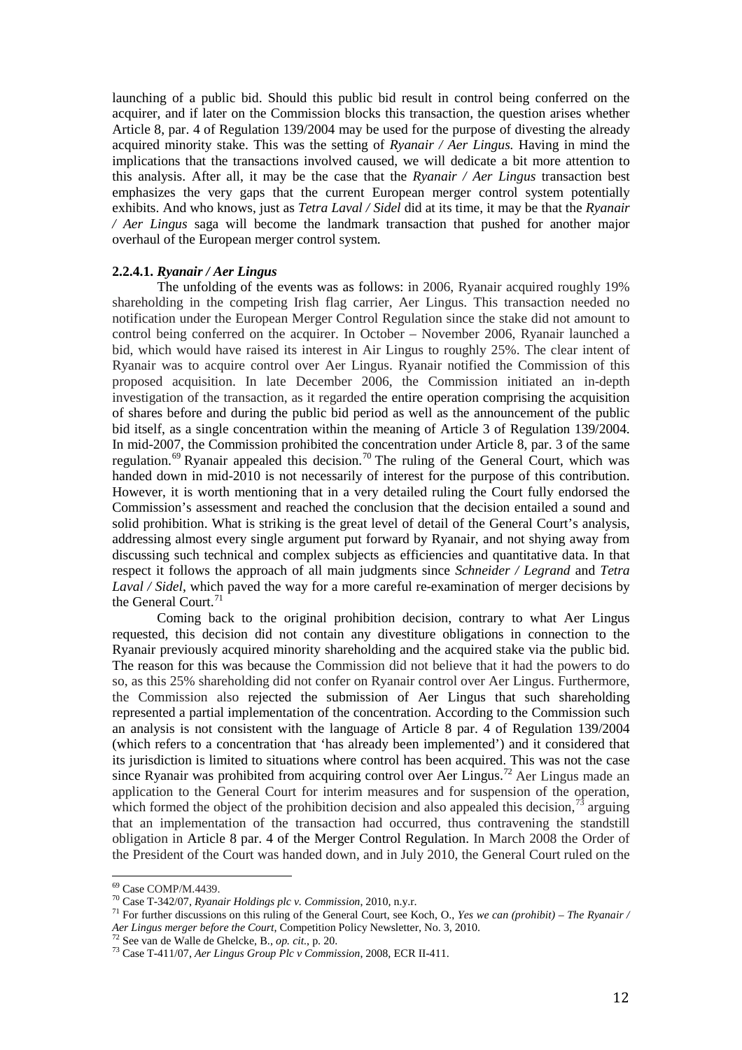launching of a public bid. Should this public bid result in control being conferred on the acquirer, and if later on the Commission blocks this transaction, the question arises whether Article 8, par. 4 of Regulation 139/2004 may be used for the purpose of divesting the already acquired minority stake. This was the setting of *Ryanair / Aer Lingus.* Having in mind the implications that the transactions involved caused, we will dedicate a bit more attention to this analysis. After all, it may be the case that the *Ryanair / Aer Lingus* transaction best emphasizes the very gaps that the current European merger control system potentially exhibits. And who knows, just as *Tetra Laval / Sidel* did at its time, it may be that the *Ryanair / Aer Lingus* saga will become the landmark transaction that pushed for another major overhaul of the European merger control system.

#### 2.2.4.1. *Ryanair / Aer Lingus*

The unfolding of the events was as follows: in 2006, Ryanair acquired roughly 19% shareholding in the competing Irish flag carrier, Aer Lingus. This transaction needed no notification under the European Merger Control Regulation since the stake did not amount to control being conferred on the acquirer. In October – November 2006, Ryanair launched a bid, which would have raised its interest in Air Lingus to roughly 25%. The clear intent of Ryanair was to acquire control over Aer Lingus. Ryanair notified the Commission of this proposed acquisition. In late December 2006, the Commission initiated an in-depth investigation of the transaction, as it regarded the entire operation comprising the acquisition of shares before and during the public bid period as well as the announcement of the public bid itself, as a single concentration within the meaning of Article 3 of Regulation 139/2004. In mid-2007, the Commission prohibited the concentration under Article 8, par. 3 of the same regulation.[69] Ryanair appealed this decision.[70] The ruling of the General Court, which was handed down in mid-2010 is not necessarily of interest for the purpose of this contribution. However, it is worth mentioning that in a very detailed ruling the Court fully endorsed the Commission's assessment and reached the conclusion that the decision entailed a sound and solid prohibition. What is striking is the great level of detail of the General Court's analysis, addressing almost every single argument put forward by Ryanair, and not shying away from discussing such technical and complex subjects as efficiencies and quantitative data. In that respect it follows the approach of all main judgments since *Schneider / Legrand* and *Tetra Laval / Sidel*, which paved the way for a more careful re-examination of merger decisions by the General Court.[71]

Coming back to the original prohibition decision, contrary to what Aer Lingus requested, this decision did not contain any divestiture obligations in connection to the Ryanair previously acquired minority shareholding and the acquired stake via the public bid. The reason for this was because the Commission did not believe that it had the powers to do so, as this 25% shareholding did not confer on Ryanair control over Aer Lingus. Furthermore, the Commission also rejected the submission of Aer Lingus that such shareholding represented a partial implementation of the concentration. According to the Commission such an analysis is not consistent with the language of Article 8 par. 4 of Regulation 139/2004 (which refers to a concentration that 'has already been implemented') and it considered that its jurisdiction is limited to situations where control has been acquired. This was not the case since Ryanair was prohibited from acquiring control over Aer Lingus.[72] Aer Lingus made an application to the General Court for interim measures and for suspension of the operation, which formed the object of the prohibition decision and also appealed this decision,[73] arguing that an implementation of the transaction had occurred, thus contravening the standstill obligation in Article 8 par. 4 of the Merger Control Regulation. In March 2008 the Order of the President of the Court was handed down, and in July 2010, the General Court ruled on the

---

[69] Case COMP/M.4439.

[70] Case T-342/07, *Ryanair Holdings plc v. Commission*, 2010, n.y.r.

[71] For further discussions on this ruling of the General Court, see Koch, O., *Yes we can (prohibit) – The Ryanair / Aer Lingus merger before the Court*, Competition Policy Newsletter, No. 3, 2010.

[72] See van de Walle de Ghelcke, B., *op. cit.*, p. 20.

[73] Case T-411/07, *Aer Lingus Group Plc v Commission*, 2008, ECR II-411.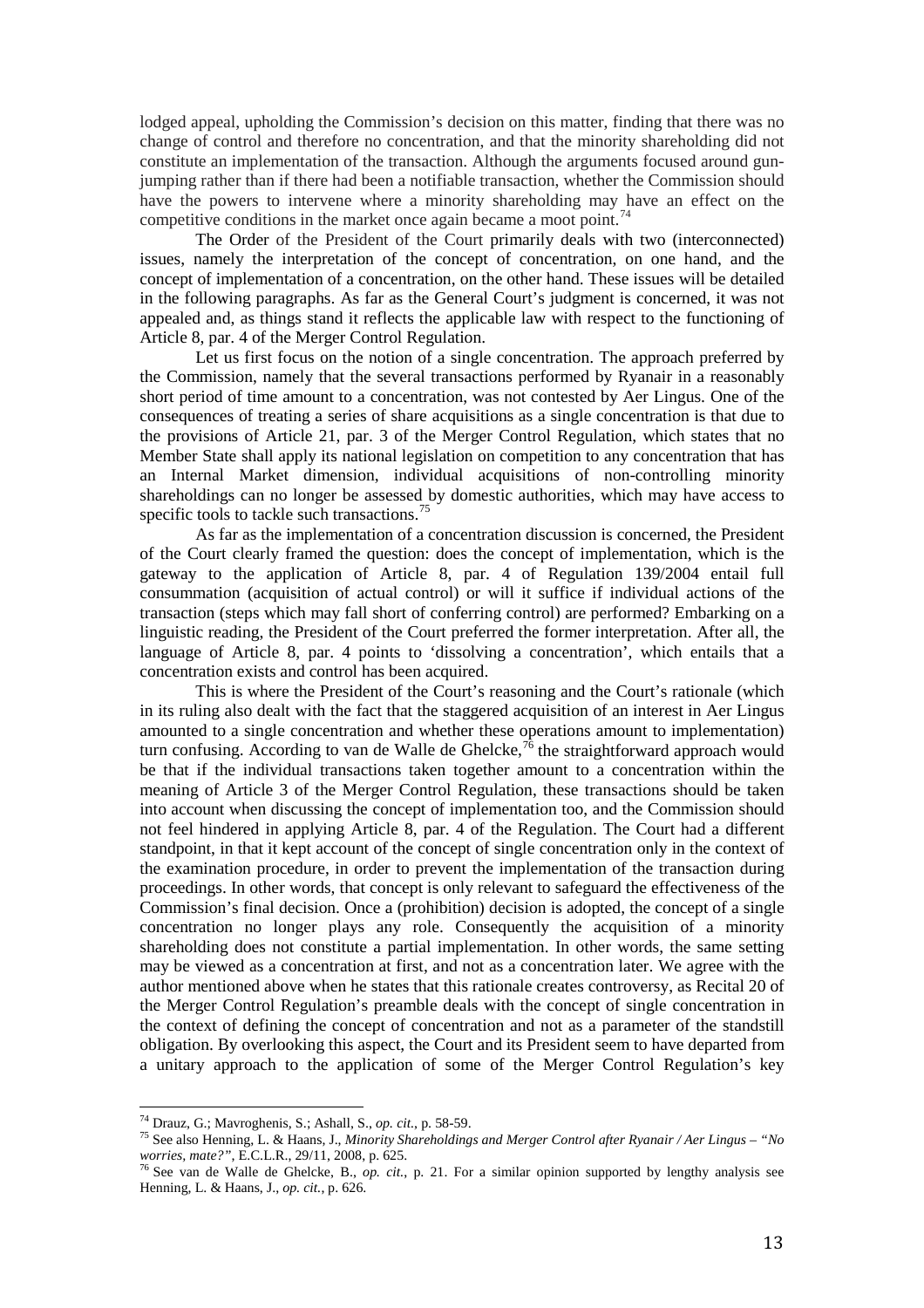lodged appeal, upholding the Commission's decision on this matter, finding that there was no change of control and therefore no concentration, and that the minority shareholding did not constitute an implementation of the transaction. Although the arguments focused around gun-jumping rather than if there had been a notifiable transaction, whether the Commission should have the powers to intervene where a minority shareholding may have an effect on the competitive conditions in the market once again became a moot point.[74]

The Order of the President of the Court primarily deals with two (interconnected) issues, namely the interpretation of the concept of concentration, on one hand, and the concept of implementation of a concentration, on the other hand. These issues will be detailed in the following paragraphs. As far as the General Court's judgment is concerned, it was not appealed and, as things stand it reflects the applicable law with respect to the functioning of Article 8, par. 4 of the Merger Control Regulation.

Let us first focus on the notion of a single concentration. The approach preferred by the Commission, namely that the several transactions performed by Ryanair in a reasonably short period of time amount to a concentration, was not contested by Aer Lingus. One of the consequences of treating a series of share acquisitions as a single concentration is that due to the provisions of Article 21, par. 3 of the Merger Control Regulation, which states that no Member State shall apply its national legislation on competition to any concentration that has an Internal Market dimension, individual acquisitions of non-controlling minority shareholdings can no longer be assessed by domestic authorities, which may have access to specific tools to tackle such transactions.[75]

As far as the implementation of a concentration discussion is concerned, the President of the Court clearly framed the question: does the concept of implementation, which is the gateway to the application of Article 8, par. 4 of Regulation 139/2004 entail full consummation (acquisition of actual control) or will it suffice if individual actions of the transaction (steps which may fall short of conferring control) are performed? Embarking on a linguistic reading, the President of the Court preferred the former interpretation. After all, the language of Article 8, par. 4 points to 'dissolving a concentration', which entails that a concentration exists and control has been acquired.

This is where the President of the Court's reasoning and the Court's rationale (which in its ruling also dealt with the fact that the staggered acquisition of an interest in Aer Lingus amounted to a single concentration and whether these operations amount to implementation) turn confusing. According to van de Walle de Ghelcke,[76] the straightforward approach would be that if the individual transactions taken together amount to a concentration within the meaning of Article 3 of the Merger Control Regulation, these transactions should be taken into account when discussing the concept of implementation too, and the Commission should not feel hindered in applying Article 8, par. 4 of the Regulation. The Court had a different standpoint, in that it kept account of the concept of single concentration only in the context of the examination procedure, in order to prevent the implementation of the transaction during proceedings. In other words, that concept is only relevant to safeguard the effectiveness of the Commission's final decision. Once a (prohibition) decision is adopted, the concept of a single concentration no longer plays any role. Consequently the acquisition of a minority shareholding does not constitute a partial implementation. In other words, the same setting may be viewed as a concentration at first, and not as a concentration later. We agree with the author mentioned above when he states that this rationale creates controversy, as Recital 20 of the Merger Control Regulation's preamble deals with the concept of single concentration in the context of defining the concept of concentration and not as a parameter of the standstill obligation. By overlooking this aspect, the Court and its President seem to have departed from a unitary approach to the application of some of the Merger Control Regulation's key

---

[74] Drauz, G.; Mavroghenis, S.; Ashall, S., *op. cit.*, p. 58-59.

[75] See also Henning, L. & Haans, J., *Minority Shareholdings and Merger Control after Ryanair / Aer Lingus – "No worries, mate?"*, E.C.L.R., 29/11, 2008, p. 625.

[76] See van de Walle de Ghelcke, B., *op. cit.*, p. 21. For a similar opinion supported by lengthy analysis see Henning, L. & Haans, J., *op. cit.*, p. 626.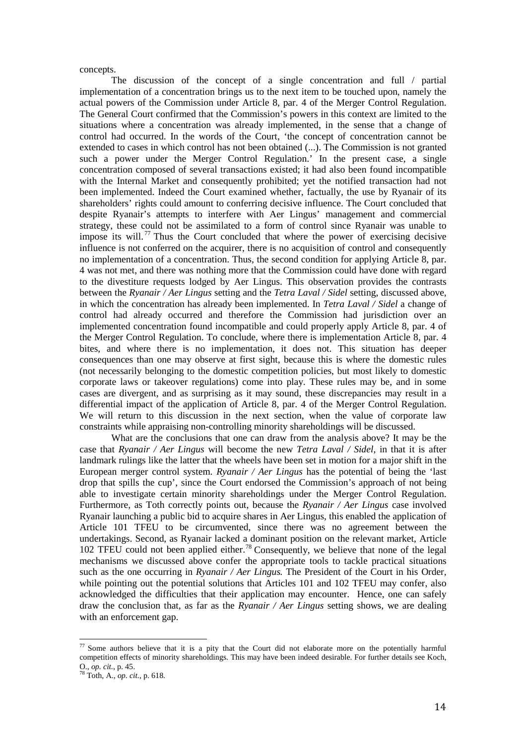concepts.

The discussion of the concept of a single concentration and full / partial implementation of a concentration brings us to the next item to be touched upon, namely the actual powers of the Commission under Article 8, par. 4 of the Merger Control Regulation. The General Court confirmed that the Commission's powers in this context are limited to the situations where a concentration was already implemented, in the sense that a change of control had occurred. In the words of the Court, 'the concept of concentration cannot be extended to cases in which control has not been obtained (...). The Commission is not granted such a power under the Merger Control Regulation.' In the present case, a single concentration composed of several transactions existed; it had also been found incompatible with the Internal Market and consequently prohibited; yet the notified transaction had not been implemented. Indeed the Court examined whether, factually, the use by Ryanair of its shareholders' rights could amount to conferring decisive influence. The Court concluded that despite Ryanair's attempts to interfere with Aer Lingus' management and commercial strategy, these could not be assimilated to a form of control since Ryanair was unable to impose its will.[77] Thus the Court concluded that where the power of exercising decisive influence is not conferred on the acquirer, there is no acquisition of control and consequently no implementation of a concentration. Thus, the second condition for applying Article 8, par. 4 was not met, and there was nothing more that the Commission could have done with regard to the divestiture requests lodged by Aer Lingus. This observation provides the contrasts between the *Ryanair / Aer Lingus* setting and the *Tetra Laval / Sidel* setting, discussed above, in which the concentration has already been implemented. In *Tetra Laval / Sidel* a change of control had already occurred and therefore the Commission had jurisdiction over an implemented concentration found incompatible and could properly apply Article 8, par. 4 of the Merger Control Regulation. To conclude, where there is implementation Article 8, par. 4 bites, and where there is no implementation, it does not. This situation has deeper consequences than one may observe at first sight, because this is where the domestic rules (not necessarily belonging to the domestic competition policies, but most likely to domestic corporate laws or takeover regulations) come into play. These rules may be, and in some cases are divergent, and as surprising as it may sound, these discrepancies may result in a differential impact of the application of Article 8, par. 4 of the Merger Control Regulation. We will return to this discussion in the next section, when the value of corporate law constraints while appraising non-controlling minority shareholdings will be discussed.

What are the conclusions that one can draw from the analysis above? It may be the case that *Ryanair / Aer Lingus* will become the new *Tetra Laval / Sidel*, in that it is after landmark rulings like the latter that the wheels have been set in motion for a major shift in the European merger control system. *Ryanair / Aer Lingus* has the potential of being the 'last drop that spills the cup', since the Court endorsed the Commission's approach of not being able to investigate certain minority shareholdings under the Merger Control Regulation. Furthermore, as Toth correctly points out, because the *Ryanair / Aer Lingus* case involved Ryanair launching a public bid to acquire shares in Aer Lingus, this enabled the application of Article 101 TFEU to be circumvented, since there was no agreement between the undertakings. Second, as Ryanair lacked a dominant position on the relevant market, Article 102 TFEU could not been applied either.[78] Consequently, we believe that none of the legal mechanisms we discussed above confer the appropriate tools to tackle practical situations such as the one occurring in *Ryanair / Aer Lingus.* The President of the Court in his Order, while pointing out the potential solutions that Articles 101 and 102 TFEU may confer, also acknowledged the difficulties that their application may encounter. Hence, one can safely draw the conclusion that, as far as the *Ryanair / Aer Lingus* setting shows, we are dealing with an enforcement gap.

---

[77] Some authors believe that it is a pity that the Court did not elaborate more on the potentially harmful competition effects of minority shareholdings. This may have been indeed desirable. For further details see Koch, O., *op. cit.*, p. 45.

[78] Toth, A., *op. cit.*, p. 618.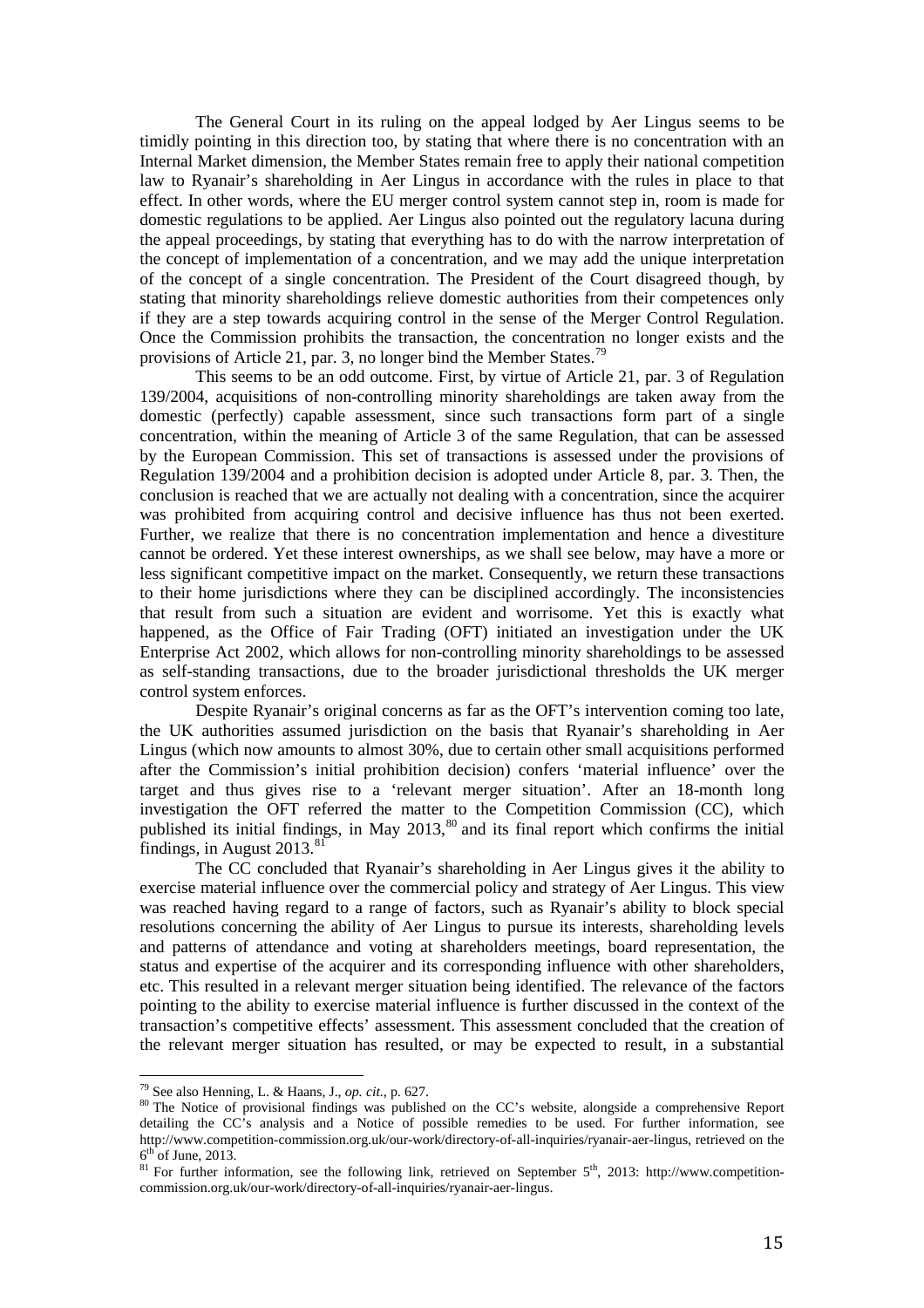The General Court in its ruling on the appeal lodged by Aer Lingus seems to be timidly pointing in this direction too, by stating that where there is no concentration with an Internal Market dimension, the Member States remain free to apply their national competition law to Ryanair's shareholding in Aer Lingus in accordance with the rules in place to that effect. In other words, where the EU merger control system cannot step in, room is made for domestic regulations to be applied. Aer Lingus also pointed out the regulatory lacuna during the appeal proceedings, by stating that everything has to do with the narrow interpretation of the concept of implementation of a concentration, and we may add the unique interpretation of the concept of a single concentration. The President of the Court disagreed though, by stating that minority shareholdings relieve domestic authorities from their competences only if they are a step towards acquiring control in the sense of the Merger Control Regulation. Once the Commission prohibits the transaction, the concentration no longer exists and the provisions of Article 21, par. 3, no longer bind the Member States.[79]

This seems to be an odd outcome. First, by virtue of Article 21, par. 3 of Regulation 139/2004, acquisitions of non-controlling minority shareholdings are taken away from the domestic (perfectly) capable assessment, since such transactions form part of a single concentration, within the meaning of Article 3 of the same Regulation, that can be assessed by the European Commission. This set of transactions is assessed under the provisions of Regulation 139/2004 and a prohibition decision is adopted under Article 8, par. 3. Then, the conclusion is reached that we are actually not dealing with a concentration, since the acquirer was prohibited from acquiring control and decisive influence has thus not been exerted. Further, we realize that there is no concentration implementation and hence a divestiture cannot be ordered. Yet these interest ownerships, as we shall see below, may have a more or less significant competitive impact on the market. Consequently, we return these transactions to their home jurisdictions where they can be disciplined accordingly. The inconsistencies that result from such a situation are evident and worrisome. Yet this is exactly what happened, as the Office of Fair Trading (OFT) initiated an investigation under the UK Enterprise Act 2002, which allows for non-controlling minority shareholdings to be assessed as self-standing transactions, due to the broader jurisdictional thresholds the UK merger control system enforces.

Despite Ryanair's original concerns as far as the OFT's intervention coming too late, the UK authorities assumed jurisdiction on the basis that Ryanair's shareholding in Aer Lingus (which now amounts to almost 30%, due to certain other small acquisitions performed after the Commission's initial prohibition decision) confers 'material influence' over the target and thus gives rise to a 'relevant merger situation'. After an 18-month long investigation the OFT referred the matter to the Competition Commission (CC), which published its initial findings, in May 2013,[80] and its final report which confirms the initial findings, in August 2013.[81]

The CC concluded that Ryanair's shareholding in Aer Lingus gives it the ability to exercise material influence over the commercial policy and strategy of Aer Lingus. This view was reached having regard to a range of factors, such as Ryanair's ability to block special resolutions concerning the ability of Aer Lingus to pursue its interests, shareholding levels and patterns of attendance and voting at shareholders meetings, board representation, the status and expertise of the acquirer and its corresponding influence with other shareholders, etc. This resulted in a relevant merger situation being identified. The relevance of the factors pointing to the ability to exercise material influence is further discussed in the context of the transaction's competitive effects' assessment. This assessment concluded that the creation of the relevant merger situation has resulted, or may be expected to result, in a substantial

---

[79] See also Henning, L. & Haans, J., *op. cit.*, p. 627.

[80] The Notice of provisional findings was published on the CC's website, alongside a comprehensive Report detailing the CC's analysis and a Notice of possible remedies to be used. For further information, see http://www.competition-commission.org.uk/our-work/directory-of-all-inquiries/ryanair-aer-lingus, retrieved on the 6th of June, 2013.

[81] For further information, see the following link, retrieved on September 5th, 2013: http://www.competition-commission.org.uk/our-work/directory-of-all-inquiries/ryanair-aer-lingus.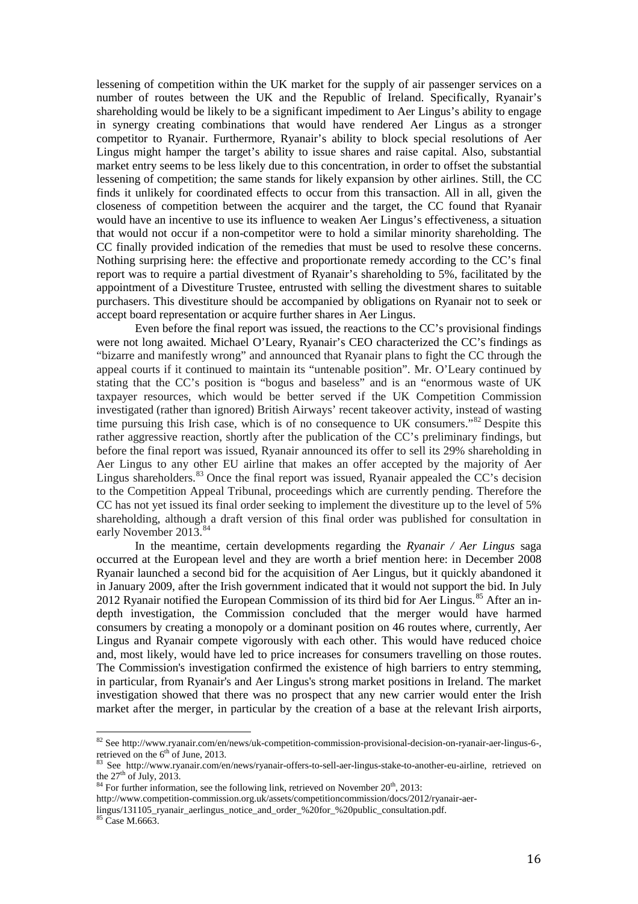lessening of competition within the UK market for the supply of air passenger services on a number of routes between the UK and the Republic of Ireland. Specifically, Ryanair's shareholding would be likely to be a significant impediment to Aer Lingus's ability to engage in synergy creating combinations that would have rendered Aer Lingus as a stronger competitor to Ryanair. Furthermore, Ryanair's ability to block special resolutions of Aer Lingus might hamper the target's ability to issue shares and raise capital. Also, substantial market entry seems to be less likely due to this concentration, in order to offset the substantial lessening of competition; the same stands for likely expansion by other airlines. Still, the CC finds it unlikely for coordinated effects to occur from this transaction. All in all, given the closeness of competition between the acquirer and the target, the CC found that Ryanair would have an incentive to use its influence to weaken Aer Lingus's effectiveness, a situation that would not occur if a non-competitor were to hold a similar minority shareholding. The CC finally provided indication of the remedies that must be used to resolve these concerns. Nothing surprising here: the effective and proportionate remedy according to the CC's final report was to require a partial divestment of Ryanair's shareholding to 5%, facilitated by the appointment of a Divestiture Trustee, entrusted with selling the divestment shares to suitable purchasers. This divestiture should be accompanied by obligations on Ryanair not to seek or accept board representation or acquire further shares in Aer Lingus.

Even before the final report was issued, the reactions to the CC's provisional findings were not long awaited. Michael O'Leary, Ryanair's CEO characterized the CC's findings as "bizarre and manifestly wrong" and announced that Ryanair plans to fight the CC through the appeal courts if it continued to maintain its "untenable position". Mr. O'Leary continued by stating that the CC's position is "bogus and baseless" and is an "enormous waste of UK taxpayer resources, which would be better served if the UK Competition Commission investigated (rather than ignored) British Airways' recent takeover activity, instead of wasting time pursuing this Irish case, which is of no consequence to UK consumers."[82] Despite this rather aggressive reaction, shortly after the publication of the CC's preliminary findings, but before the final report was issued, Ryanair announced its offer to sell its 29% shareholding in Aer Lingus to any other EU airline that makes an offer accepted by the majority of Aer Lingus shareholders.[83] Once the final report was issued, Ryanair appealed the CC's decision to the Competition Appeal Tribunal, proceedings which are currently pending. Therefore the CC has not yet issued its final order seeking to implement the divestiture up to the level of 5% shareholding, although a draft version of this final order was published for consultation in early November 2013.[84]

In the meantime, certain developments regarding the *Ryanair / Aer Lingus* saga occurred at the European level and they are worth a brief mention here: in December 2008 Ryanair launched a second bid for the acquisition of Aer Lingus, but it quickly abandoned it in January 2009, after the Irish government indicated that it would not support the bid. In July 2012 Ryanair notified the European Commission of its third bid for Aer Lingus.[85] After an in-depth investigation, the Commission concluded that the merger would have harmed consumers by creating a monopoly or a dominant position on 46 routes where, currently, Aer Lingus and Ryanair compete vigorously with each other. This would have reduced choice and, most likely, would have led to price increases for consumers travelling on those routes. The Commission's investigation confirmed the existence of high barriers to entry stemming, in particular, from Ryanair's and Aer Lingus's strong market positions in Ireland. The market investigation showed that there was no prospect that any new carrier would enter the Irish market after the merger, in particular by the creation of a base at the relevant Irish airports,

---

[82] See http://www.ryanair.com/en/news/uk-competition-commission-provisional-decision-on-ryanair-aer-lingus-6-, retrieved on the 6th of June, 2013.

[83] See http://www.ryanair.com/en/news/ryanair-offers-to-sell-aer-lingus-stake-to-another-eu-airline, retrieved on the 27th of July, 2013.

[84] For further information, see the following link, retrieved on November 20th, 2013: http://www.competition-commission.org.uk/assets/competitioncommission/docs/2012/ryanair-aer-lingus/131105_ryanair_aerlingus_notice_and_order_%20for_%20public_consultation.pdf.

[85] Case M.6663.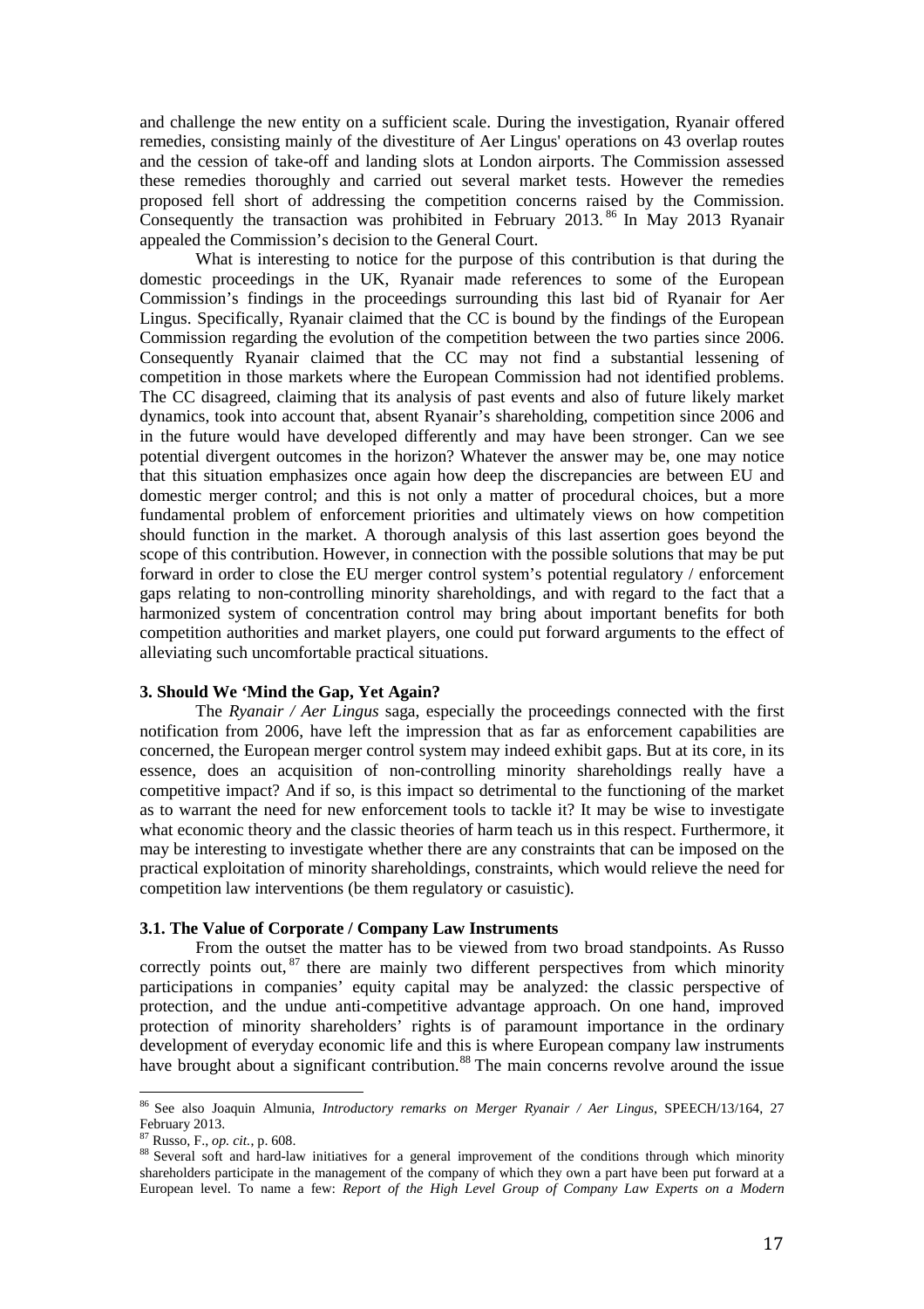and challenge the new entity on a sufficient scale. During the investigation, Ryanair offered remedies, consisting mainly of the divestiture of Aer Lingus' operations on 43 overlap routes and the cession of take-off and landing slots at London airports. The Commission assessed these remedies thoroughly and carried out several market tests. However the remedies proposed fell short of addressing the competition concerns raised by the Commission. Consequently the transaction was prohibited in February 2013.[86] In May 2013 Ryanair appealed the Commission's decision to the General Court.

What is interesting to notice for the purpose of this contribution is that during the domestic proceedings in the UK, Ryanair made references to some of the European Commission's findings in the proceedings surrounding this last bid of Ryanair for Aer Lingus. Specifically, Ryanair claimed that the CC is bound by the findings of the European Commission regarding the evolution of the competition between the two parties since 2006. Consequently Ryanair claimed that the CC may not find a substantial lessening of competition in those markets where the European Commission had not identified problems. The CC disagreed, claiming that its analysis of past events and also of future likely market dynamics, took into account that, absent Ryanair's shareholding, competition since 2006 and in the future would have developed differently and may have been stronger. Can we see potential divergent outcomes in the horizon? Whatever the answer may be, one may notice that this situation emphasizes once again how deep the discrepancies are between EU and domestic merger control; and this is not only a matter of procedural choices, but a more fundamental problem of enforcement priorities and ultimately views on how competition should function in the market. A thorough analysis of this last assertion goes beyond the scope of this contribution. However, in connection with the possible solutions that may be put forward in order to close the EU merger control system's potential regulatory / enforcement gaps relating to non-controlling minority shareholdings, and with regard to the fact that a harmonized system of concentration control may bring about important benefits for both competition authorities and market players, one could put forward arguments to the effect of alleviating such uncomfortable practical situations.

### 3. Should We 'Mind the Gap, Yet Again?

The *Ryanair / Aer Lingus* saga, especially the proceedings connected with the first notification from 2006, have left the impression that as far as enforcement capabilities are concerned, the European merger control system may indeed exhibit gaps. But at its core, in its essence, does an acquisition of non-controlling minority shareholdings really have a competitive impact? And if so, is this impact so detrimental to the functioning of the market as to warrant the need for new enforcement tools to tackle it? It may be wise to investigate what economic theory and the classic theories of harm teach us in this respect. Furthermore, it may be interesting to investigate whether there are any constraints that can be imposed on the practical exploitation of minority shareholdings, constraints, which would relieve the need for competition law interventions (be them regulatory or casuistic).

### 3.1. The Value of Corporate / Company Law Instruments

From the outset the matter has to be viewed from two broad standpoints. As Russo correctly points out,[87] there are mainly two different perspectives from which minority participations in companies' equity capital may be analyzed: the classic perspective of protection, and the undue anti-competitive advantage approach. On one hand, improved protection of minority shareholders' rights is of paramount importance in the ordinary development of everyday economic life and this is where European company law instruments have brought about a significant contribution.[88] The main concerns revolve around the issue

---

[86] See also Joaquin Almunia, *Introductory remarks on Merger Ryanair / Aer Lingus*, SPEECH/13/164, 27 February 2013.

[87] Russo, F., *op. cit.*, p. 608.

[88] Several soft and hard-law initiatives for a general improvement of the conditions through which minority shareholders participate in the management of the company of which they own a part have been put forward at a European level. To name a few: *Report of the High Level Group of Company Law Experts on a Modern*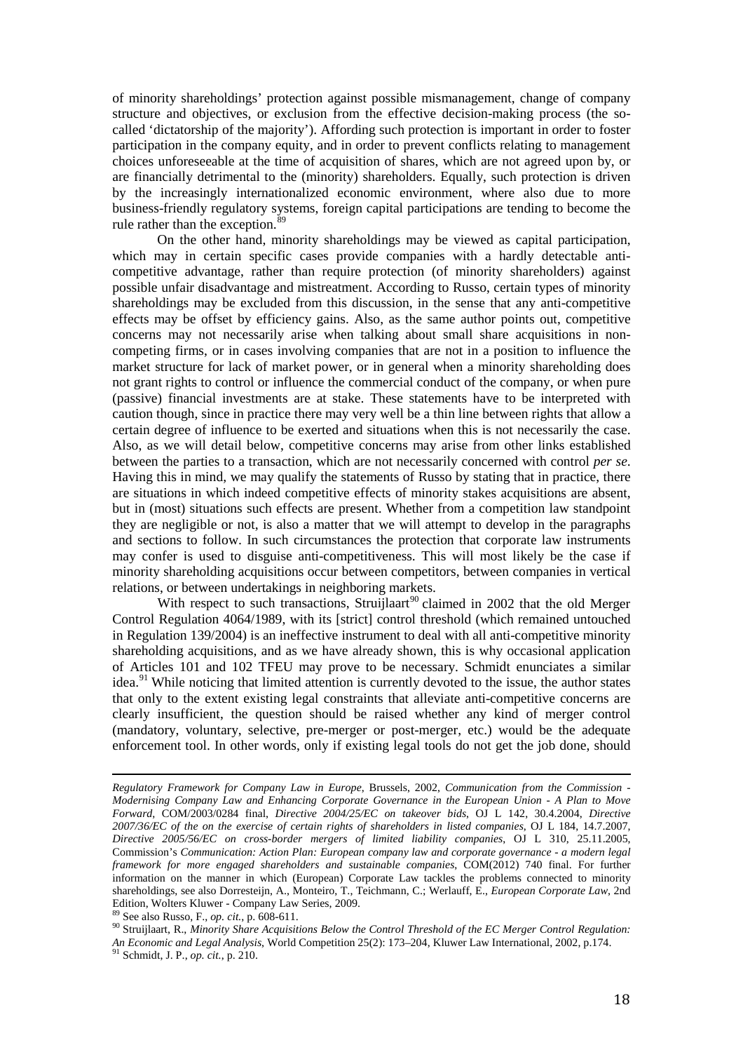of minority shareholdings' protection against possible mismanagement, change of company structure and objectives, or exclusion from the effective decision-making process (the so-called 'dictatorship of the majority'). Affording such protection is important in order to foster participation in the company equity, and in order to prevent conflicts relating to management choices unforeseeable at the time of acquisition of shares, which are not agreed upon by, or are financially detrimental to the (minority) shareholders. Equally, such protection is driven by the increasingly internationalized economic environment, where also due to more business-friendly regulatory systems, foreign capital participations are tending to become the rule rather than the exception.[89]

On the other hand, minority shareholdings may be viewed as capital participation, which may in certain specific cases provide companies with a hardly detectable anti-competitive advantage, rather than require protection (of minority shareholders) against possible unfair disadvantage and mistreatment. According to Russo, certain types of minority shareholdings may be excluded from this discussion, in the sense that any anti-competitive effects may be offset by efficiency gains. Also, as the same author points out, competitive concerns may not necessarily arise when talking about small share acquisitions in non-competing firms, or in cases involving companies that are not in a position to influence the market structure for lack of market power, or in general when a minority shareholding does not grant rights to control or influence the commercial conduct of the company, or when pure (passive) financial investments are at stake. These statements have to be interpreted with caution though, since in practice there may very well be a thin line between rights that allow a certain degree of influence to be exerted and situations when this is not necessarily the case. Also, as we will detail below, competitive concerns may arise from other links established between the parties to a transaction, which are not necessarily concerned with control *per se*. Having this in mind, we may qualify the statements of Russo by stating that in practice, there are situations in which indeed competitive effects of minority stakes acquisitions are absent, but in (most) situations such effects are present. Whether from a competition law standpoint they are negligible or not, is also a matter that we will attempt to develop in the paragraphs and sections to follow. In such circumstances the protection that corporate law instruments may confer is used to disguise anti-competitiveness. This will most likely be the case if minority shareholding acquisitions occur between competitors, between companies in vertical relations, or between undertakings in neighboring markets.

With respect to such transactions, Struijlaart[90] claimed in 2002 that the old Merger Control Regulation 4064/1989, with its [strict] control threshold (which remained untouched in Regulation 139/2004) is an ineffective instrument to deal with all anti-competitive minority shareholding acquisitions, and as we have already shown, this is why occasional application of Articles 101 and 102 TFEU may prove to be necessary. Schmidt enunciates a similar idea.[91] While noticing that limited attention is currently devoted to the issue, the author states that only to the extent existing legal constraints that alleviate anti-competitive concerns are clearly insufficient, the question should be raised whether any kind of merger control (mandatory, voluntary, selective, pre-merger or post-merger, etc.) would be the adequate enforcement tool. In other words, only if existing legal tools do not get the job done, should

---

*Regulatory Framework for Company Law in Europe*, Brussels, 2002, *Communication from the Commission - Modernising Company Law and Enhancing Corporate Governance in the European Union - A Plan to Move Forward*, COM/2003/0284 final, *Directive 2004/25/EC on takeover bids*, OJ L 142, 30.4.2004, *Directive 2007/36/EC of the on the exercise of certain rights of shareholders in listed companies*, OJ L 184, 14.7.2007, *Directive 2005/56/EC on cross-border mergers of limited liability companies*, OJ L 310, 25.11.2005, Commission's *Communication: Action Plan: European company law and corporate governance - a modern legal framework for more engaged shareholders and sustainable companies*, COM(2012) 740 final. For further information on the manner in which (European) Corporate Law tackles the problems connected to minority shareholdings, see also Dorresteijn, A., Monteiro, T., Teichmann, C.; Werlauff, E., *European Corporate Law*, 2nd Edition, Wolters Kluwer - Company Law Series, 2009.

[89] See also Russo, F., *op. cit.*, p. 608-611.

[90] Struijlaart, R., *Minority Share Acquisitions Below the Control Threshold of the EC Merger Control Regulation: An Economic and Legal Analysis*, World Competition 25(2): 173–204, Kluwer Law International, 2002, p.174.

[91] Schmidt, J. P., *op. cit.*, p. 210.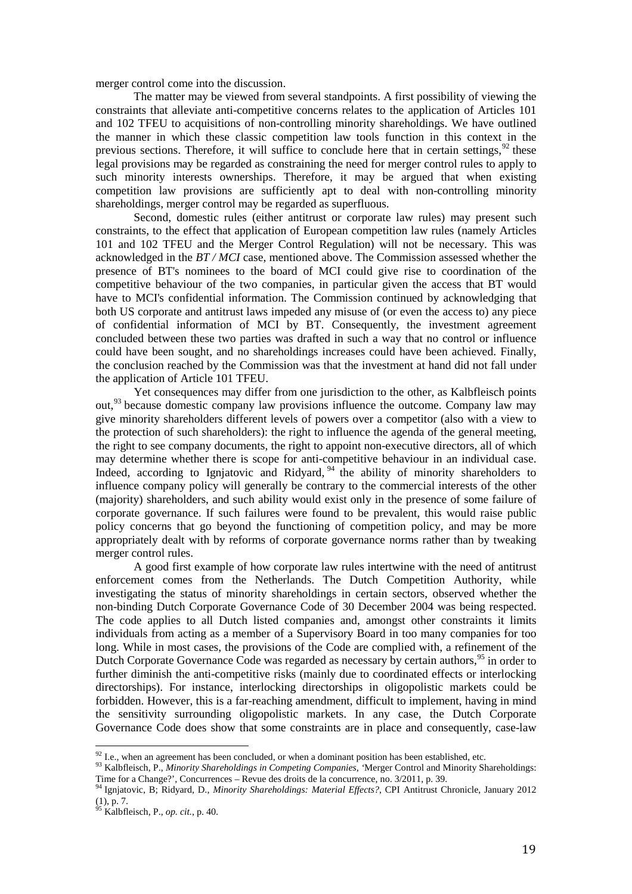merger control come into the discussion.

The matter may be viewed from several standpoints. A first possibility of viewing the constraints that alleviate anti-competitive concerns relates to the application of Articles 101 and 102 TFEU to acquisitions of non-controlling minority shareholdings. We have outlined the manner in which these classic competition law tools function in this context in the previous sections. Therefore, it will suffice to conclude here that in certain settings,[92] these legal provisions may be regarded as constraining the need for merger control rules to apply to such minority interests ownerships. Therefore, it may be argued that when existing competition law provisions are sufficiently apt to deal with non-controlling minority shareholdings, merger control may be regarded as superfluous.

Second, domestic rules (either antitrust or corporate law rules) may present such constraints, to the effect that application of European competition law rules (namely Articles 101 and 102 TFEU and the Merger Control Regulation) will not be necessary. This was acknowledged in the *BT / MCI* case, mentioned above. The Commission assessed whether the presence of BT's nominees to the board of MCI could give rise to coordination of the competitive behaviour of the two companies, in particular given the access that BT would have to MCI's confidential information. The Commission continued by acknowledging that both US corporate and antitrust laws impeded any misuse of (or even the access to) any piece of confidential information of MCI by BT. Consequently, the investment agreement concluded between these two parties was drafted in such a way that no control or influence could have been sought, and no shareholdings increases could have been achieved. Finally, the conclusion reached by the Commission was that the investment at hand did not fall under the application of Article 101 TFEU.

Yet consequences may differ from one jurisdiction to the other, as Kalbfleisch points out,[93] because domestic company law provisions influence the outcome. Company law may give minority shareholders different levels of powers over a competitor (also with a view to the protection of such shareholders): the right to influence the agenda of the general meeting, the right to see company documents, the right to appoint non-executive directors, all of which may determine whether there is scope for anti-competitive behaviour in an individual case. Indeed, according to Ignjatovic and Ridyard,[94] the ability of minority shareholders to influence company policy will generally be contrary to the commercial interests of the other (majority) shareholders, and such ability would exist only in the presence of some failure of corporate governance. If such failures were found to be prevalent, this would raise public policy concerns that go beyond the functioning of competition policy, and may be more appropriately dealt with by reforms of corporate governance norms rather than by tweaking merger control rules.

A good first example of how corporate law rules intertwine with the need of antitrust enforcement comes from the Netherlands. The Dutch Competition Authority, while investigating the status of minority shareholdings in certain sectors, observed whether the non-binding Dutch Corporate Governance Code of 30 December 2004 was being respected. The code applies to all Dutch listed companies and, amongst other constraints it limits individuals from acting as a member of a Supervisory Board in too many companies for too long. While in most cases, the provisions of the Code are complied with, a refinement of the Dutch Corporate Governance Code was regarded as necessary by certain authors,[95] in order to further diminish the anti-competitive risks (mainly due to coordinated effects or interlocking directorships). For instance, interlocking directorships in oligopolistic markets could be forbidden. However, this is a far-reaching amendment, difficult to implement, having in mind the sensitivity surrounding oligopolistic markets. In any case, the Dutch Corporate Governance Code does show that some constraints are in place and consequently, case-law

---

[92] I.e., when an agreement has been concluded, or when a dominant position has been established, etc.

[93] Kalbfleisch, P., *Minority Shareholdings in Competing Companies*, 'Merger Control and Minority Shareholdings: Time for a Change?', Concurrences – Revue des droits de la concurrence, no. 3/2011, p. 39.

[94] Ignjatovic, B; Ridyard, D., *Minority Shareholdings: Material Effects?*, CPI Antitrust Chronicle, January 2012 (1), p. 7.

[95] Kalbfleisch, P., *op. cit.*, p. 40.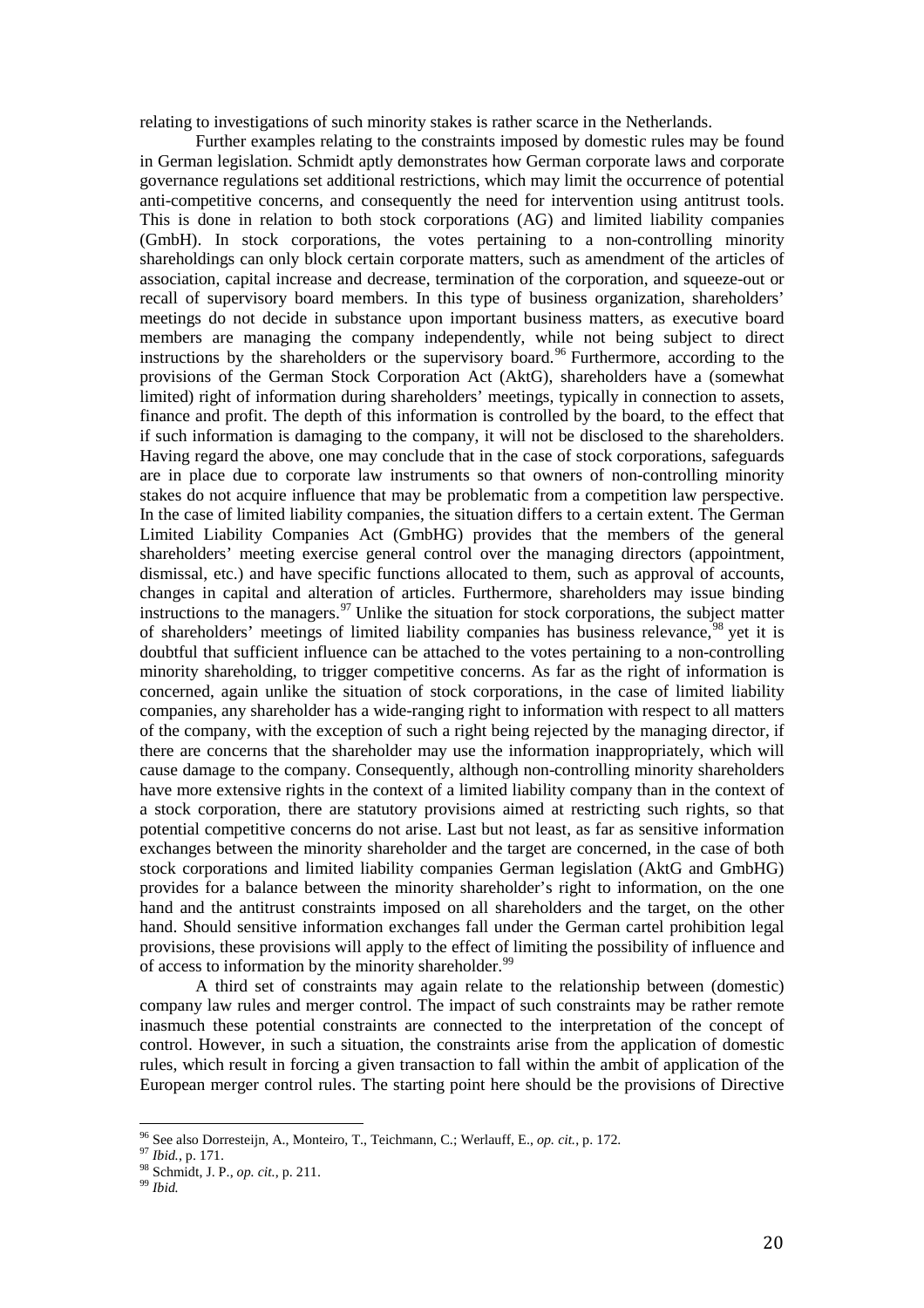relating to investigations of such minority stakes is rather scarce in the Netherlands.

Further examples relating to the constraints imposed by domestic rules may be found in German legislation. Schmidt aptly demonstrates how German corporate laws and corporate governance regulations set additional restrictions, which may limit the occurrence of potential anti-competitive concerns, and consequently the need for intervention using antitrust tools. This is done in relation to both stock corporations (AG) and limited liability companies (GmbH). In stock corporations, the votes pertaining to a non-controlling minority shareholdings can only block certain corporate matters, such as amendment of the articles of association, capital increase and decrease, termination of the corporation, and squeeze-out or recall of supervisory board members. In this type of business organization, shareholders' meetings do not decide in substance upon important business matters, as executive board members are managing the company independently, while not being subject to direct instructions by the shareholders or the supervisory board.[96] Furthermore, according to the provisions of the German Stock Corporation Act (AktG), shareholders have a (somewhat limited) right of information during shareholders' meetings, typically in connection to assets, finance and profit. The depth of this information is controlled by the board, to the effect that if such information is damaging to the company, it will not be disclosed to the shareholders. Having regard the above, one may conclude that in the case of stock corporations, safeguards are in place due to corporate law instruments so that owners of non-controlling minority stakes do not acquire influence that may be problematic from a competition law perspective. In the case of limited liability companies, the situation differs to a certain extent. The German Limited Liability Companies Act (GmbHG) provides that the members of the general shareholders' meeting exercise general control over the managing directors (appointment, dismissal, etc.) and have specific functions allocated to them, such as approval of accounts, changes in capital and alteration of articles. Furthermore, shareholders may issue binding instructions to the managers.[97] Unlike the situation for stock corporations, the subject matter of shareholders' meetings of limited liability companies has business relevance,[98] yet it is doubtful that sufficient influence can be attached to the votes pertaining to a non-controlling minority shareholding, to trigger competitive concerns. As far as the right of information is concerned, again unlike the situation of stock corporations, in the case of limited liability companies, any shareholder has a wide-ranging right to information with respect to all matters of the company, with the exception of such a right being rejected by the managing director, if there are concerns that the shareholder may use the information inappropriately, which will cause damage to the company. Consequently, although non-controlling minority shareholders have more extensive rights in the context of a limited liability company than in the context of a stock corporation, there are statutory provisions aimed at restricting such rights, so that potential competitive concerns do not arise. Last but not least, as far as sensitive information exchanges between the minority shareholder and the target are concerned, in the case of both stock corporations and limited liability companies German legislation (AktG and GmbHG) provides for a balance between the minority shareholder's right to information, on the one hand and the antitrust constraints imposed on all shareholders and the target, on the other hand. Should sensitive information exchanges fall under the German cartel prohibition legal provisions, these provisions will apply to the effect of limiting the possibility of influence and of access to information by the minority shareholder.[99]

A third set of constraints may again relate to the relationship between (domestic) company law rules and merger control. The impact of such constraints may be rather remote inasmuch these potential constraints are connected to the interpretation of the concept of control. However, in such a situation, the constraints arise from the application of domestic rules, which result in forcing a given transaction to fall within the ambit of application of the European merger control rules. The starting point here should be the provisions of Directive

---

[96] See also Dorresteijn, A., Monteiro, T., Teichmann, C.; Werlauff, E., *op. cit.*, p. 172.

[97] *Ibid.*, p. 171.

[98] Schmidt, J. P., *op. cit.*, p. 211.

[99] *Ibid.*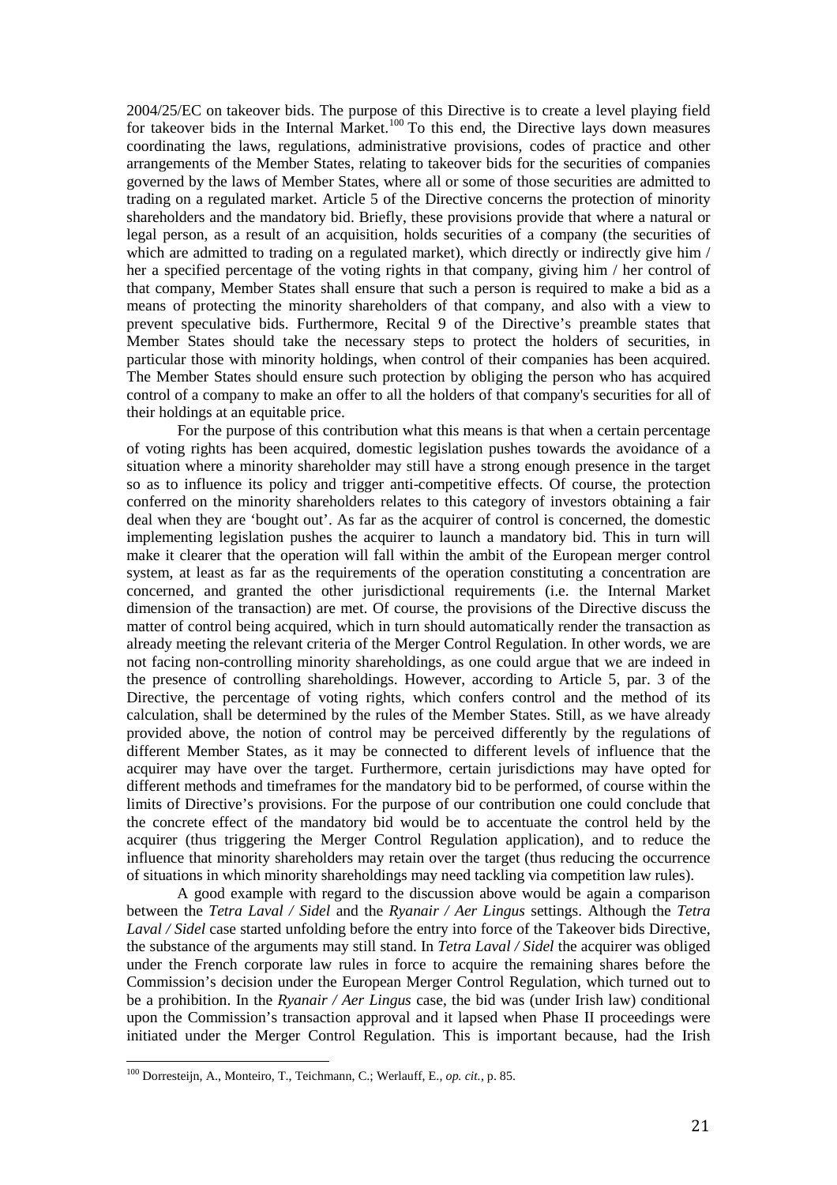2004/25/EC on takeover bids. The purpose of this Directive is to create a level playing field for takeover bids in the Internal Market.[100] To this end, the Directive lays down measures coordinating the laws, regulations, administrative provisions, codes of practice and other arrangements of the Member States, relating to takeover bids for the securities of companies governed by the laws of Member States, where all or some of those securities are admitted to trading on a regulated market. Article 5 of the Directive concerns the protection of minority shareholders and the mandatory bid. Briefly, these provisions provide that where a natural or legal person, as a result of an acquisition, holds securities of a company (the securities of which are admitted to trading on a regulated market), which directly or indirectly give him / her a specified percentage of the voting rights in that company, giving him / her control of that company, Member States shall ensure that such a person is required to make a bid as a means of protecting the minority shareholders of that company, and also with a view to prevent speculative bids. Furthermore, Recital 9 of the Directive's preamble states that Member States should take the necessary steps to protect the holders of securities, in particular those with minority holdings, when control of their companies has been acquired. The Member States should ensure such protection by obliging the person who has acquired control of a company to make an offer to all the holders of that company's securities for all of their holdings at an equitable price.

For the purpose of this contribution what this means is that when a certain percentage of voting rights has been acquired, domestic legislation pushes towards the avoidance of a situation where a minority shareholder may still have a strong enough presence in the target so as to influence its policy and trigger anti-competitive effects. Of course, the protection conferred on the minority shareholders relates to this category of investors obtaining a fair deal when they are 'bought out'. As far as the acquirer of control is concerned, the domestic implementing legislation pushes the acquirer to launch a mandatory bid. This in turn will make it clearer that the operation will fall within the ambit of the European merger control system, at least as far as the requirements of the operation constituting a concentration are concerned, and granted the other jurisdictional requirements (i.e. the Internal Market dimension of the transaction) are met. Of course, the provisions of the Directive discuss the matter of control being acquired, which in turn should automatically render the transaction as already meeting the relevant criteria of the Merger Control Regulation. In other words, we are not facing non-controlling minority shareholdings, as one could argue that we are indeed in the presence of controlling shareholdings. However, according to Article 5, par. 3 of the Directive, the percentage of voting rights, which confers control and the method of its calculation, shall be determined by the rules of the Member States. Still, as we have already provided above, the notion of control may be perceived differently by the regulations of different Member States, as it may be connected to different levels of influence that the acquirer may have over the target. Furthermore, certain jurisdictions may have opted for different methods and timeframes for the mandatory bid to be performed, of course within the limits of Directive's provisions. For the purpose of our contribution one could conclude that the concrete effect of the mandatory bid would be to accentuate the control held by the acquirer (thus triggering the Merger Control Regulation application), and to reduce the influence that minority shareholders may retain over the target (thus reducing the occurrence of situations in which minority shareholdings may need tackling via competition law rules).

A good example with regard to the discussion above would be again a comparison between the *Tetra Laval / Sidel* and the *Ryanair / Aer Lingus* settings. Although the *Tetra Laval / Sidel* case started unfolding before the entry into force of the Takeover bids Directive, the substance of the arguments may still stand. In *Tetra Laval / Sidel* the acquirer was obliged under the French corporate law rules in force to acquire the remaining shares before the Commission's decision under the European Merger Control Regulation, which turned out to be a prohibition. In the *Ryanair / Aer Lingus* case, the bid was (under Irish law) conditional upon the Commission's transaction approval and it lapsed when Phase II proceedings were initiated under the Merger Control Regulation. This is important because, had the Irish

[100] Dorresteijn, A., Monteiro, T., Teichmann, C.; Werlauff, E., *op. cit.*, p. 85.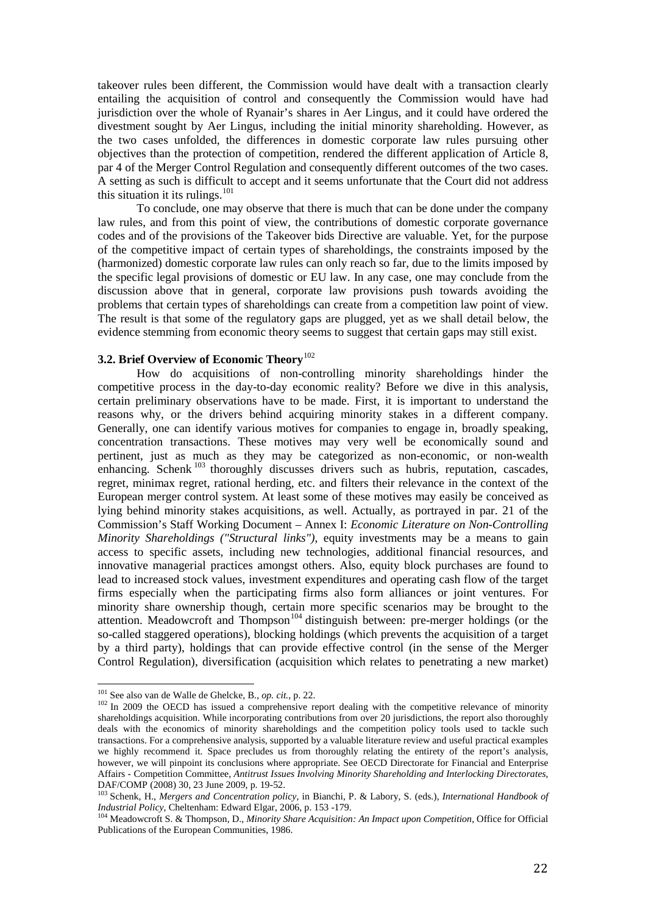takeover rules been different, the Commission would have dealt with a transaction clearly entailing the acquisition of control and consequently the Commission would have had jurisdiction over the whole of Ryanair's shares in Aer Lingus, and it could have ordered the divestment sought by Aer Lingus, including the initial minority shareholding. However, as the two cases unfolded, the differences in domestic corporate law rules pursuing other objectives than the protection of competition, rendered the different application of Article 8, par 4 of the Merger Control Regulation and consequently different outcomes of the two cases. A setting as such is difficult to accept and it seems unfortunate that the Court did not address this situation it its rulings.[101]

To conclude, one may observe that there is much that can be done under the company law rules, and from this point of view, the contributions of domestic corporate governance codes and of the provisions of the Takeover bids Directive are valuable. Yet, for the purpose of the competitive impact of certain types of shareholdings, the constraints imposed by the (harmonized) domestic corporate law rules can only reach so far, due to the limits imposed by the specific legal provisions of domestic or EU law. In any case, one may conclude from the discussion above that in general, corporate law provisions push towards avoiding the problems that certain types of shareholdings can create from a competition law point of view. The result is that some of the regulatory gaps are plugged, yet as we shall detail below, the evidence stemming from economic theory seems to suggest that certain gaps may still exist.

### 3.2. Brief Overview of Economic Theory[102]

How do acquisitions of non-controlling minority shareholdings hinder the competitive process in the day-to-day economic reality? Before we dive in this analysis, certain preliminary observations have to be made. First, it is important to understand the reasons why, or the drivers behind acquiring minority stakes in a different company. Generally, one can identify various motives for companies to engage in, broadly speaking, concentration transactions. These motives may very well be economically sound and pertinent, just as much as they may be categorized as non-economic, or non-wealth enhancing. Schenk[103] thoroughly discusses drivers such as hubris, reputation, cascades, regret, minimax regret, rational herding, etc. and filters their relevance in the context of the European merger control system. At least some of these motives may easily be conceived as lying behind minority stakes acquisitions, as well. Actually, as portrayed in par. 21 of the Commission's Staff Working Document – Annex I: *Economic Literature on Non-Controlling Minority Shareholdings ("Structural links")*, equity investments may be a means to gain access to specific assets, including new technologies, additional financial resources, and innovative managerial practices amongst others. Also, equity block purchases are found to lead to increased stock values, investment expenditures and operating cash flow of the target firms especially when the participating firms also form alliances or joint ventures. For minority share ownership though, certain more specific scenarios may be brought to the attention. Meadowcroft and Thompson[104] distinguish between: pre-merger holdings (or the so-called staggered operations), blocking holdings (which prevents the acquisition of a target by a third party), holdings that can provide effective control (in the sense of the Merger Control Regulation), diversification (acquisition which relates to penetrating a new market)

---

[101] See also van de Walle de Ghelcke, B., *op. cit.*, p. 22.

[102] In 2009 the OECD has issued a comprehensive report dealing with the competitive relevance of minority shareholdings acquisition. While incorporating contributions from over 20 jurisdictions, the report also thoroughly deals with the economics of minority shareholdings and the competition policy tools used to tackle such transactions. For a comprehensive analysis, supported by a valuable literature review and useful practical examples we highly recommend it. Space precludes us from thoroughly relating the entirety of the report's analysis, however, we will pinpoint its conclusions where appropriate. See OECD Directorate for Financial and Enterprise Affairs - Competition Committee, *Antitrust Issues Involving Minority Shareholding and Interlocking Directorates*, DAF/COMP (2008) 30, 23 June 2009, p. 19-52.

[103] Schenk, H., *Mergers and Concentration policy*, in Bianchi, P. & Labory, S. (eds.), *International Handbook of Industrial Policy*, Cheltenham: Edward Elgar, 2006, p. 153 -179.

[104] Meadowcroft S. & Thompson, D., *Minority Share Acquisition: An Impact upon Competition*, Office for Official Publications of the European Communities, 1986.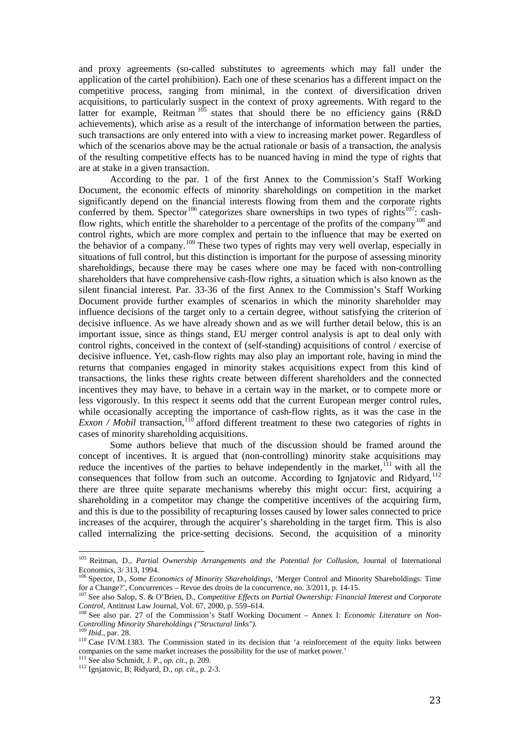and proxy agreements (so-called substitutes to agreements which may fall under the application of the cartel prohibition). Each one of these scenarios has a different impact on the competitive process, ranging from minimal, in the context of diversification driven acquisitions, to particularly suspect in the context of proxy agreements. With regard to the latter for example, Reitman [105] states that should there be no efficiency gains (R&D achievements), which arise as a result of the interchange of information between the parties, such transactions are only entered into with a view to increasing market power. Regardless of which of the scenarios above may be the actual rationale or basis of a transaction, the analysis of the resulting competitive effects has to be nuanced having in mind the type of rights that are at stake in a given transaction.

According to the par. 1 of the first Annex to the Commission's Staff Working Document, the economic effects of minority shareholdings on competition in the market significantly depend on the financial interests flowing from them and the corporate rights conferred by them. Spector[106] categorizes share ownerships in two types of rights[107]: cash-flow rights, which entitle the shareholder to a percentage of the profits of the company[108] and control rights, which are more complex and pertain to the influence that may be exerted on the behavior of a company.[109] These two types of rights may very well overlap, especially in situations of full control, but this distinction is important for the purpose of assessing minority shareholdings, because there may be cases where one may be faced with non-controlling shareholders that have comprehensive cash-flow rights, a situation which is also known as the silent financial interest. Par. 33-36 of the first Annex to the Commission's Staff Working Document provide further examples of scenarios in which the minority shareholder may influence decisions of the target only to a certain degree, without satisfying the criterion of decisive influence. As we have already shown and as we will further detail below, this is an important issue, since as things stand, EU merger control analysis is apt to deal only with control rights, conceived in the context of (self-standing) acquisitions of control / exercise of decisive influence. Yet, cash-flow rights may also play an important role, having in mind the returns that companies engaged in minority stakes acquisitions expect from this kind of transactions, the links these rights create between different shareholders and the connected incentives they may have, to behave in a certain way in the market, or to compete more or less vigorously. In this respect it seems odd that the current European merger control rules, while occasionally accepting the importance of cash-flow rights, as it was the case in the *Exxon / Mobil* transaction,[110] afford different treatment to these two categories of rights in cases of minority shareholding acquisitions.

Some authors believe that much of the discussion should be framed around the concept of incentives. It is argued that (non-controlling) minority stake acquisitions may reduce the incentives of the parties to behave independently in the market,[111] with all the consequences that follow from such an outcome. According to Ignjatovic and Ridyard,[112] there are three quite separate mechanisms whereby this might occur: first, acquiring a shareholding in a competitor may change the competitive incentives of the acquiring firm, and this is due to the possibility of recapturing losses caused by lower sales connected to price increases of the acquirer, through the acquirer's shareholding in the target firm. This is also called internalizing the price-setting decisions. Second, the acquisition of a minority

---

[105] Reitman, D., *Partial Ownership Arrangements and the Potential for Collusion*, Journal of International Economics, 3/ 313, 1994.

[106] Spector, D., *Some Economics of Minority Shareholdings*, 'Merger Control and Minority Shareholdings: Time for a Change?', Concurrences – Revue des droits de la concurrence, no. 3/2011, p. 14-15.

[107] See also Salop, S. & O'Brien, D., *Competitive Effects on Partial Ownership: Financial Interest and Corporate Control*, Antitrust Law Journal, Vol. 67, 2000, p. 559–614.

[108] See also par. 27 of the Commission's Staff Working Document – Annex I: *Economic Literature on Non-Controlling Minority Shareholdings ("Structural links")*.

[109] *Ibid*., par. 28.

[110] Case IV/M.1383. The Commission stated in its decision that 'a reinforcement of the equity links between companies on the same market increases the possibility for the use of market power.'

[111] See also Schmidt, J. P., *op. cit.*, p. 209.

[112] Ignjatovic, B; Ridyard, D., *op. cit.*, p. 2-3.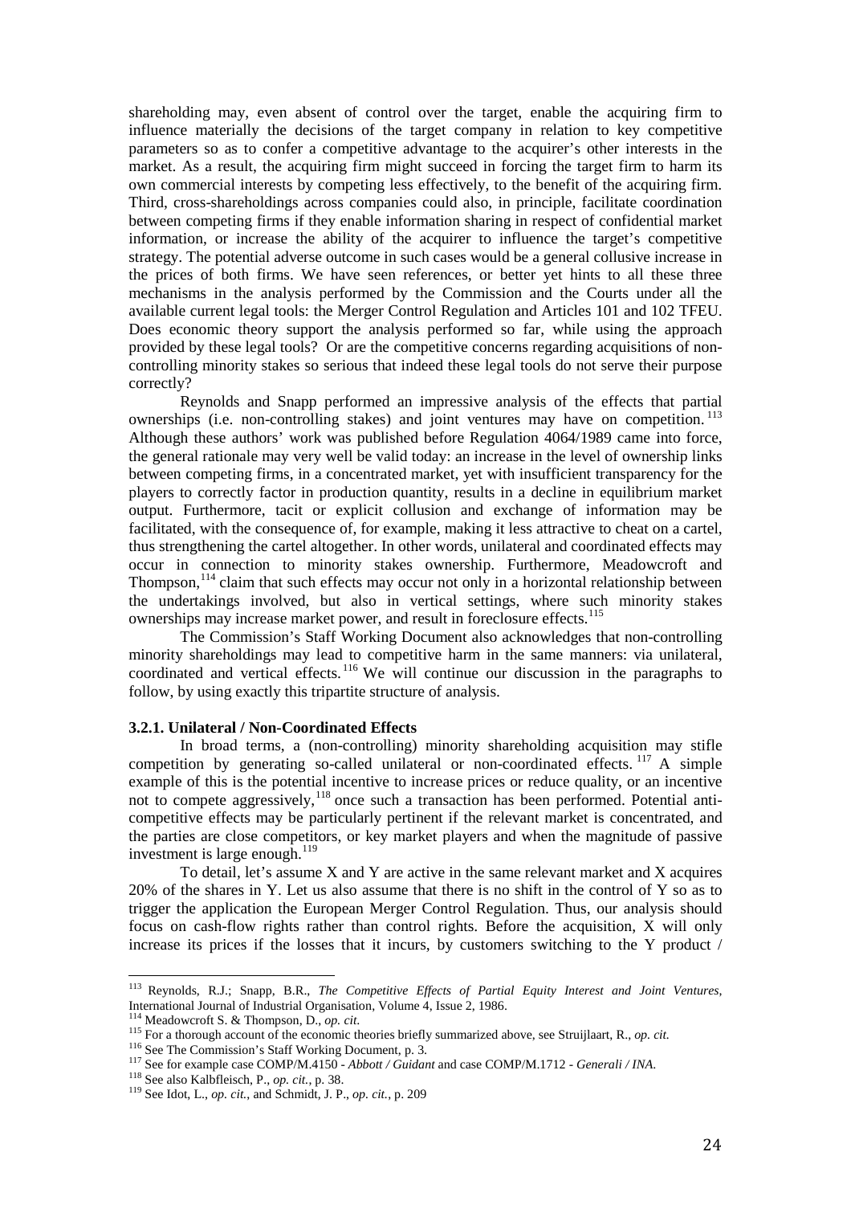shareholding may, even absent of control over the target, enable the acquiring firm to influence materially the decisions of the target company in relation to key competitive parameters so as to confer a competitive advantage to the acquirer's other interests in the market. As a result, the acquiring firm might succeed in forcing the target firm to harm its own commercial interests by competing less effectively, to the benefit of the acquiring firm. Third, cross-shareholdings across companies could also, in principle, facilitate coordination between competing firms if they enable information sharing in respect of confidential market information, or increase the ability of the acquirer to influence the target's competitive strategy. The potential adverse outcome in such cases would be a general collusive increase in the prices of both firms. We have seen references, or better yet hints to all these three mechanisms in the analysis performed by the Commission and the Courts under all the available current legal tools: the Merger Control Regulation and Articles 101 and 102 TFEU. Does economic theory support the analysis performed so far, while using the approach provided by these legal tools? Or are the competitive concerns regarding acquisitions of non-controlling minority stakes so serious that indeed these legal tools do not serve their purpose correctly?

Reynolds and Snapp performed an impressive analysis of the effects that partial ownerships (i.e. non-controlling stakes) and joint ventures may have on competition.[113] Although these authors' work was published before Regulation 4064/1989 came into force, the general rationale may very well be valid today: an increase in the level of ownership links between competing firms, in a concentrated market, yet with insufficient transparency for the players to correctly factor in production quantity, results in a decline in equilibrium market output. Furthermore, tacit or explicit collusion and exchange of information may be facilitated, with the consequence of, for example, making it less attractive to cheat on a cartel, thus strengthening the cartel altogether. In other words, unilateral and coordinated effects may occur in connection to minority stakes ownership. Furthermore, Meadowcroft and Thompson,[114] claim that such effects may occur not only in a horizontal relationship between the undertakings involved, but also in vertical settings, where such minority stakes ownerships may increase market power, and result in foreclosure effects.[115]

The Commission's Staff Working Document also acknowledges that non-controlling minority shareholdings may lead to competitive harm in the same manners: via unilateral, coordinated and vertical effects.[116] We will continue our discussion in the paragraphs to follow, by using exactly this tripartite structure of analysis.

### 3.2.1. Unilateral / Non-Coordinated Effects

In broad terms, a (non-controlling) minority shareholding acquisition may stifle competition by generating so-called unilateral or non-coordinated effects.[117] A simple example of this is the potential incentive to increase prices or reduce quality, or an incentive not to compete aggressively,[118] once such a transaction has been performed. Potential anti-competitive effects may be particularly pertinent if the relevant market is concentrated, and the parties are close competitors, or key market players and when the magnitude of passive investment is large enough.[119]

To detail, let's assume X and Y are active in the same relevant market and X acquires 20% of the shares in Y. Let us also assume that there is no shift in the control of Y so as to trigger the application the European Merger Control Regulation. Thus, our analysis should focus on cash-flow rights rather than control rights. Before the acquisition, X will only increase its prices if the losses that it incurs, by customers switching to the Y product /

---

[113] Reynolds, R.J.; Snapp, B.R., *The Competitive Effects of Partial Equity Interest and Joint Ventures*, International Journal of Industrial Organisation, Volume 4, Issue 2, 1986.

[114] Meadowcroft S. & Thompson, D., *op. cit.*

[115] For a thorough account of the economic theories briefly summarized above, see Struijlaart, R., *op. cit.*

[116] See The Commission's Staff Working Document, p. 3.

[117] See for example case COMP/M.4150 - *Abbott / Guidant* and case COMP/M.1712 - *Generali / INA*.

[118] See also Kalbfleisch, P., *op. cit.*, p. 38.

[119] See Idot, L., *op. cit.*, and Schmidt, J. P., *op. cit.*, p. 209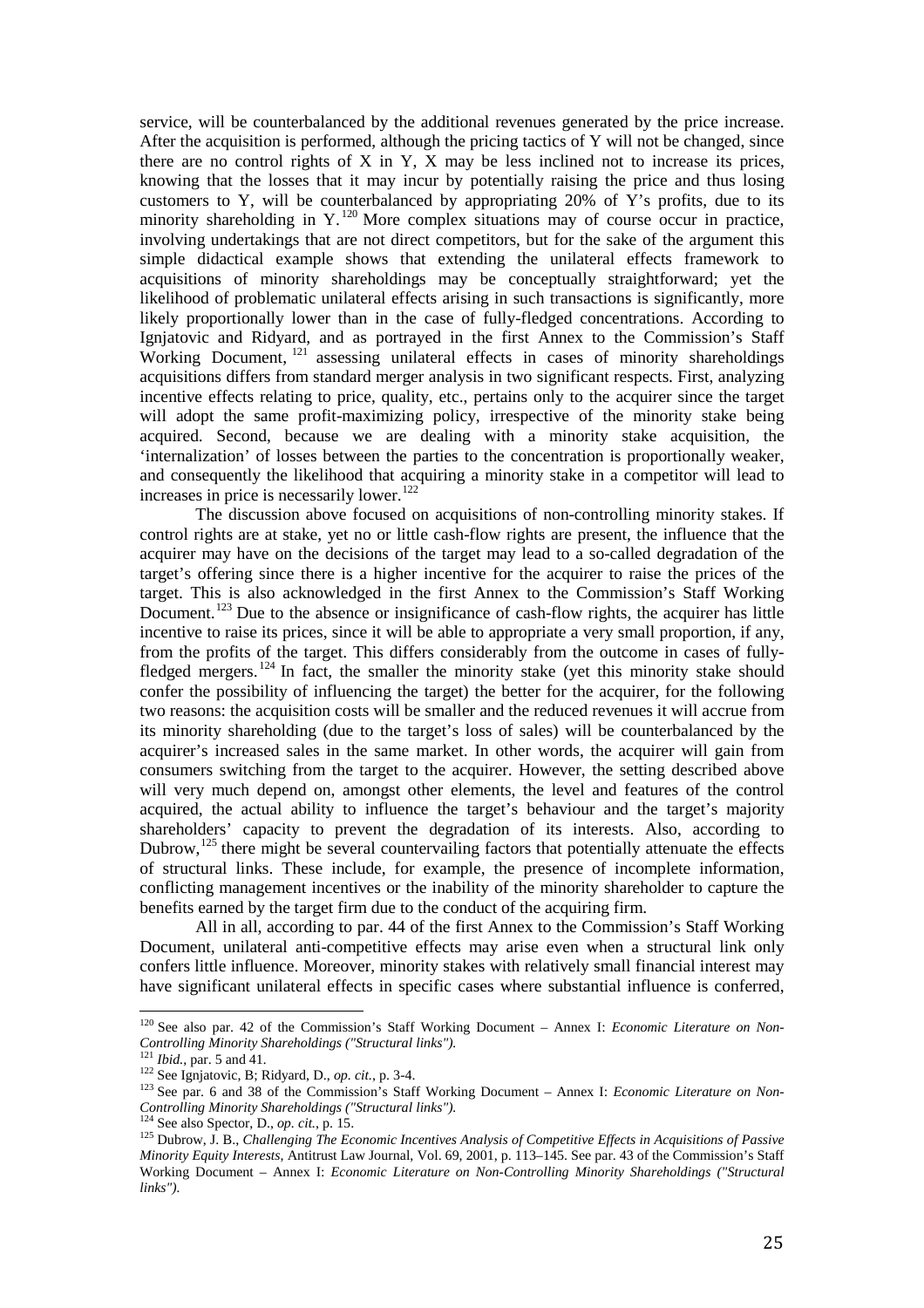service, will be counterbalanced by the additional revenues generated by the price increase. After the acquisition is performed, although the pricing tactics of Y will not be changed, since there are no control rights of X in Y, X may be less inclined not to increase its prices, knowing that the losses that it may incur by potentially raising the price and thus losing customers to Y, will be counterbalanced by appropriating 20% of Y's profits, due to its minority shareholding in Y.[120] More complex situations may of course occur in practice, involving undertakings that are not direct competitors, but for the sake of the argument this simple didactical example shows that extending the unilateral effects framework to acquisitions of minority shareholdings may be conceptually straightforward; yet the likelihood of problematic unilateral effects arising in such transactions is significantly, more likely proportionally lower than in the case of fully-fledged concentrations. According to Ignjatovic and Ridyard, and as portrayed in the first Annex to the Commission's Staff Working Document,[121] assessing unilateral effects in cases of minority shareholdings acquisitions differs from standard merger analysis in two significant respects. First, analyzing incentive effects relating to price, quality, etc., pertains only to the acquirer since the target will adopt the same profit-maximizing policy, irrespective of the minority stake being acquired. Second, because we are dealing with a minority stake acquisition, the 'internalization' of losses between the parties to the concentration is proportionally weaker, and consequently the likelihood that acquiring a minority stake in a competitor will lead to increases in price is necessarily lower.[122]

The discussion above focused on acquisitions of non-controlling minority stakes. If control rights are at stake, yet no or little cash-flow rights are present, the influence that the acquirer may have on the decisions of the target may lead to a so-called degradation of the target's offering since there is a higher incentive for the acquirer to raise the prices of the target. This is also acknowledged in the first Annex to the Commission's Staff Working Document.[123] Due to the absence or insignificance of cash-flow rights, the acquirer has little incentive to raise its prices, since it will be able to appropriate a very small proportion, if any, from the profits of the target. This differs considerably from the outcome in cases of fully-fledged mergers.[124] In fact, the smaller the minority stake (yet this minority stake should confer the possibility of influencing the target) the better for the acquirer, for the following two reasons: the acquisition costs will be smaller and the reduced revenues it will accrue from its minority shareholding (due to the target's loss of sales) will be counterbalanced by the acquirer's increased sales in the same market. In other words, the acquirer will gain from consumers switching from the target to the acquirer. However, the setting described above will very much depend on, amongst other elements, the level and features of the control acquired, the actual ability to influence the target's behaviour and the target's majority shareholders' capacity to prevent the degradation of its interests. Also, according to Dubrow,[125] there might be several countervailing factors that potentially attenuate the effects of structural links. These include, for example, the presence of incomplete information, conflicting management incentives or the inability of the minority shareholder to capture the benefits earned by the target firm due to the conduct of the acquiring firm.

All in all, according to par. 44 of the first Annex to the Commission's Staff Working Document, unilateral anti-competitive effects may arise even when a structural link only confers little influence. Moreover, minority stakes with relatively small financial interest may have significant unilateral effects in specific cases where substantial influence is conferred,

---

[120] See also par. 42 of the Commission's Staff Working Document – Annex I: *Economic Literature on Non-Controlling Minority Shareholdings ("Structural links").*

[121] *Ibid.*, par. 5 and 41.

[122] See Ignjatovic, B; Ridyard, D., *op. cit.*, p. 3-4.

[123] See par. 6 and 38 of the Commission's Staff Working Document – Annex I: *Economic Literature on Non-Controlling Minority Shareholdings ("Structural links").*

[124] See also Spector, D., *op. cit.*, p. 15.

[125] Dubrow, J. B., *Challenging The Economic Incentives Analysis of Competitive Effects in Acquisitions of Passive Minority Equity Interests*, Antitrust Law Journal, Vol. 69, 2001, p. 113–145. See par. 43 of the Commission's Staff Working Document – Annex I: *Economic Literature on Non-Controlling Minority Shareholdings ("Structural links").*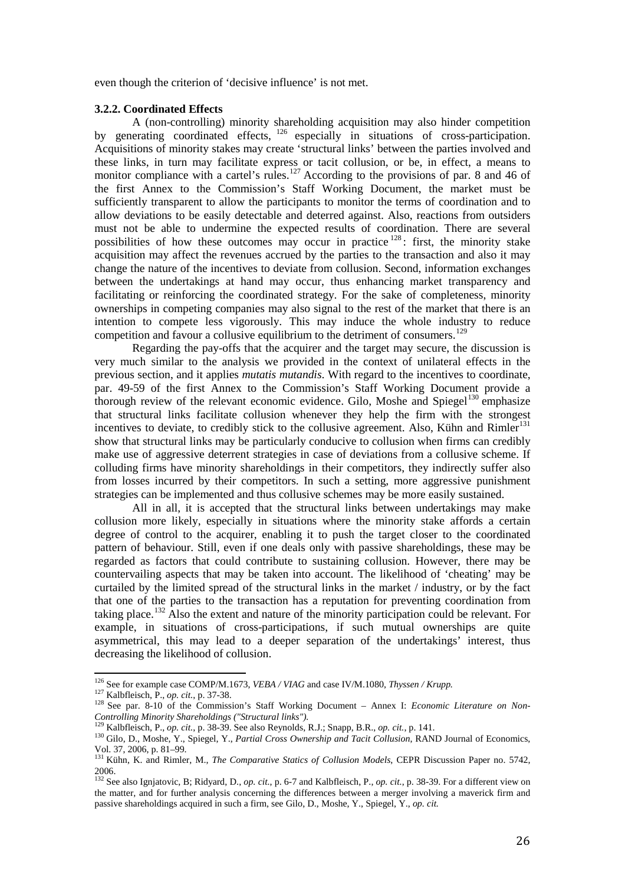even though the criterion of 'decisive influence' is not met.

### 3.2.2. Coordinated Effects

A (non-controlling) minority shareholding acquisition may also hinder competition by generating coordinated effects, [126] especially in situations of cross-participation. Acquisitions of minority stakes may create 'structural links' between the parties involved and these links, in turn may facilitate express or tacit collusion, or be, in effect, a means to monitor compliance with a cartel's rules.[127] According to the provisions of par. 8 and 46 of the first Annex to the Commission's Staff Working Document, the market must be sufficiently transparent to allow the participants to monitor the terms of coordination and to allow deviations to be easily detectable and deterred against. Also, reactions from outsiders must not be able to undermine the expected results of coordination. There are several possibilities of how these outcomes may occur in practice[128]: first, the minority stake acquisition may affect the revenues accrued by the parties to the transaction and also it may change the nature of the incentives to deviate from collusion. Second, information exchanges between the undertakings at hand may occur, thus enhancing market transparency and facilitating or reinforcing the coordinated strategy. For the sake of completeness, minority ownerships in competing companies may also signal to the rest of the market that there is an intention to compete less vigorously. This may induce the whole industry to reduce competition and favour a collusive equilibrium to the detriment of consumers.[129]

Regarding the pay-offs that the acquirer and the target may secure, the discussion is very much similar to the analysis we provided in the context of unilateral effects in the previous section, and it applies *mutatis mutandis*. With regard to the incentives to coordinate, par. 49-59 of the first Annex to the Commission's Staff Working Document provide a thorough review of the relevant economic evidence. Gilo, Moshe and Spiegel[130] emphasize that structural links facilitate collusion whenever they help the firm with the strongest incentives to deviate, to credibly stick to the collusive agreement. Also, Kühn and Rimler[131] show that structural links may be particularly conducive to collusion when firms can credibly make use of aggressive deterrent strategies in case of deviations from a collusive scheme. If colluding firms have minority shareholdings in their competitors, they indirectly suffer also from losses incurred by their competitors. In such a setting, more aggressive punishment strategies can be implemented and thus collusive schemes may be more easily sustained.

All in all, it is accepted that the structural links between undertakings may make collusion more likely, especially in situations where the minority stake affords a certain degree of control to the acquirer, enabling it to push the target closer to the coordinated pattern of behaviour. Still, even if one deals only with passive shareholdings, these may be regarded as factors that could contribute to sustaining collusion. However, there may be countervailing aspects that may be taken into account. The likelihood of 'cheating' may be curtailed by the limited spread of the structural links in the market / industry, or by the fact that one of the parties to the transaction has a reputation for preventing coordination from taking place.[132] Also the extent and nature of the minority participation could be relevant. For example, in situations of cross-participations, if such mutual ownerships are quite asymmetrical, this may lead to a deeper separation of the undertakings' interest, thus decreasing the likelihood of collusion.

---

[126] See for example case COMP/M.1673, *VEBA / VIAG* and case IV/M.1080, *Thyssen / Krupp.*

[127] Kalbfleisch, P., *op. cit.*, p. 37-38.

[128] See par. 8-10 of the Commission's Staff Working Document – Annex I: *Economic Literature on Non-Controlling Minority Shareholdings ("Structural links").*

[129] Kalbfleisch, P., *op. cit.*, p. 38-39. See also Reynolds, R.J.; Snapp, B.R., *op. cit.*, p. 141.

[130] Gilo, D., Moshe, Y., Spiegel, Y., *Partial Cross Ownership and Tacit Collusion*, RAND Journal of Economics, Vol. 37, 2006, p. 81–99.

[131] Kühn, K. and Rimler, M., *The Comparative Statics of Collusion Models*, CEPR Discussion Paper no. 5742, 2006.

[132] See also Ignjatovic, B; Ridyard, D., *op. cit.*, p. 6-7 and Kalbfleisch, P., *op. cit.*, p. 38-39. For a different view on the matter, and for further analysis concerning the differences between a merger involving a maverick firm and passive shareholdings acquired in such a firm, see Gilo, D., Moshe, Y., Spiegel, Y., *op. cit.*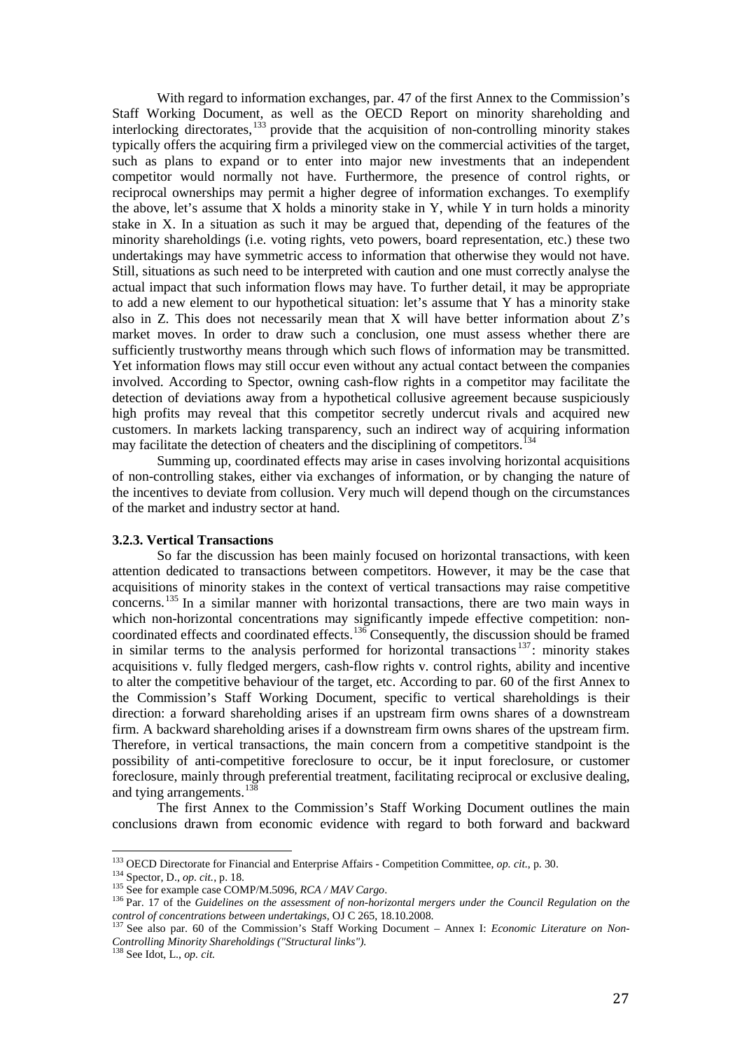With regard to information exchanges, par. 47 of the first Annex to the Commission's Staff Working Document, as well as the OECD Report on minority shareholding and interlocking directorates,[133] provide that the acquisition of non-controlling minority stakes typically offers the acquiring firm a privileged view on the commercial activities of the target, such as plans to expand or to enter into major new investments that an independent competitor would normally not have. Furthermore, the presence of control rights, or reciprocal ownerships may permit a higher degree of information exchanges. To exemplify the above, let's assume that X holds a minority stake in Y, while Y in turn holds a minority stake in X. In a situation as such it may be argued that, depending of the features of the minority shareholdings (i.e. voting rights, veto powers, board representation, etc.) these two undertakings may have symmetric access to information that otherwise they would not have. Still, situations as such need to be interpreted with caution and one must correctly analyse the actual impact that such information flows may have. To further detail, it may be appropriate to add a new element to our hypothetical situation: let's assume that Y has a minority stake also in Z. This does not necessarily mean that X will have better information about Z's market moves. In order to draw such a conclusion, one must assess whether there are sufficiently trustworthy means through which such flows of information may be transmitted. Yet information flows may still occur even without any actual contact between the companies involved. According to Spector, owning cash-flow rights in a competitor may facilitate the detection of deviations away from a hypothetical collusive agreement because suspiciously high profits may reveal that this competitor secretly undercut rivals and acquired new customers. In markets lacking transparency, such an indirect way of acquiring information may facilitate the detection of cheaters and the disciplining of competitors.[134]

Summing up, coordinated effects may arise in cases involving horizontal acquisitions of non-controlling stakes, either via exchanges of information, or by changing the nature of the incentives to deviate from collusion. Very much will depend though on the circumstances of the market and industry sector at hand.

### 3.2.3. Vertical Transactions

So far the discussion has been mainly focused on horizontal transactions, with keen attention dedicated to transactions between competitors. However, it may be the case that acquisitions of minority stakes in the context of vertical transactions may raise competitive concerns.[135] In a similar manner with horizontal transactions, there are two main ways in which non-horizontal concentrations may significantly impede effective competition: non-coordinated effects and coordinated effects.[136] Consequently, the discussion should be framed in similar terms to the analysis performed for horizontal transactions[137]: minority stakes acquisitions v. fully fledged mergers, cash-flow rights v. control rights, ability and incentive to alter the competitive behaviour of the target, etc. According to par. 60 of the first Annex to the Commission's Staff Working Document, specific to vertical shareholdings is their direction: a forward shareholding arises if an upstream firm owns shares of a downstream firm. A backward shareholding arises if a downstream firm owns shares of the upstream firm. Therefore, in vertical transactions, the main concern from a competitive standpoint is the possibility of anti-competitive foreclosure to occur, be it input foreclosure, or customer foreclosure, mainly through preferential treatment, facilitating reciprocal or exclusive dealing, and tying arrangements.[138]

The first Annex to the Commission's Staff Working Document outlines the main conclusions drawn from economic evidence with regard to both forward and backward

---

[133] OECD Directorate for Financial and Enterprise Affairs - Competition Committee, *op. cit.*, p. 30.

[134] Spector, D., *op. cit.*, p. 18.

[135] See for example case COMP/M.5096, *RCA / MAV Cargo*.

[136] Par. 17 of the *Guidelines on the assessment of non-horizontal mergers under the Council Regulation on the control of concentrations between undertakings*, OJ C 265, 18.10.2008.

[137] See also par. 60 of the Commission's Staff Working Document – Annex I: *Economic Literature on Non-Controlling Minority Shareholdings ("Structural links")*.

[138] See Idot, L., *op. cit.*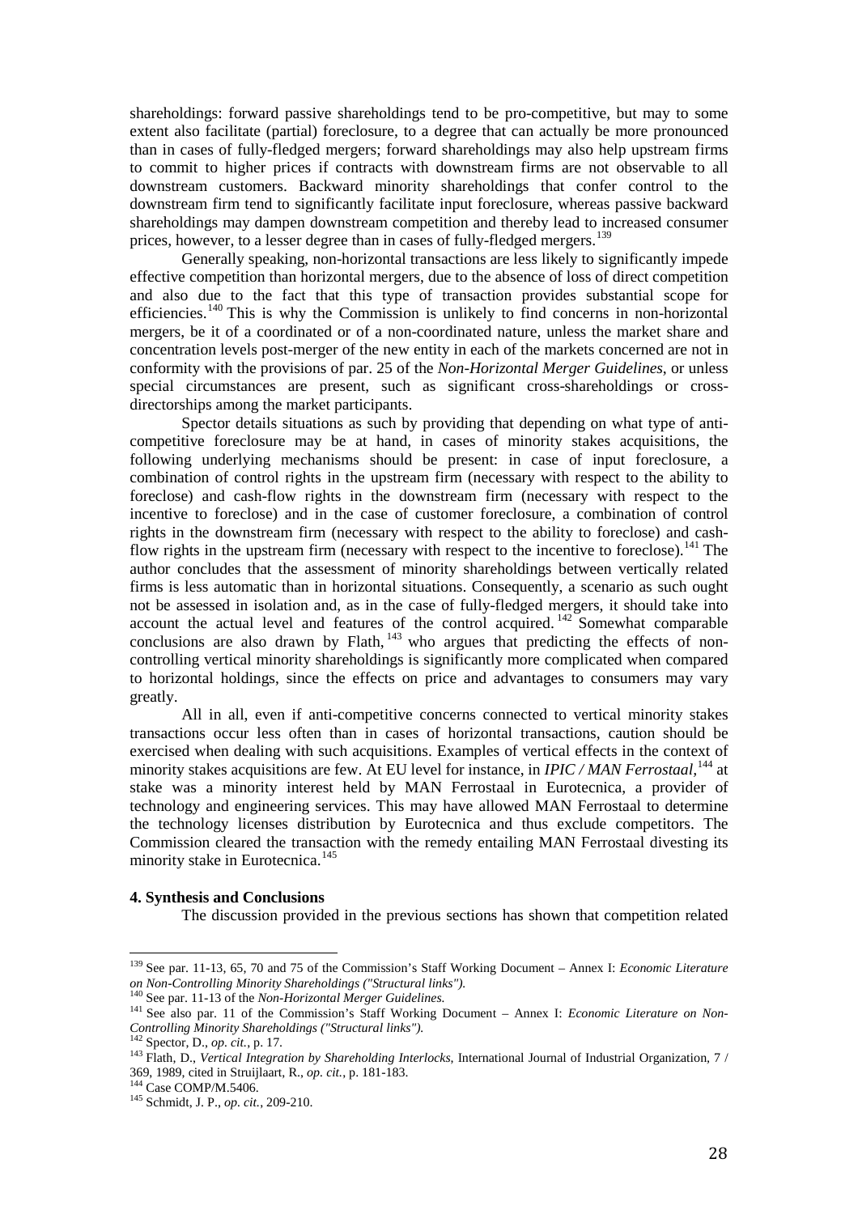shareholdings: forward passive shareholdings tend to be pro-competitive, but may to some extent also facilitate (partial) foreclosure, to a degree that can actually be more pronounced than in cases of fully-fledged mergers; forward shareholdings may also help upstream firms to commit to higher prices if contracts with downstream firms are not observable to all downstream customers. Backward minority shareholdings that confer control to the downstream firm tend to significantly facilitate input foreclosure, whereas passive backward shareholdings may dampen downstream competition and thereby lead to increased consumer prices, however, to a lesser degree than in cases of fully-fledged mergers.[139]

Generally speaking, non-horizontal transactions are less likely to significantly impede effective competition than horizontal mergers, due to the absence of loss of direct competition and also due to the fact that this type of transaction provides substantial scope for efficiencies.[140] This is why the Commission is unlikely to find concerns in non-horizontal mergers, be it of a coordinated or of a non-coordinated nature, unless the market share and concentration levels post-merger of the new entity in each of the markets concerned are not in conformity with the provisions of par. 25 of the *Non-Horizontal Merger Guidelines*, or unless special circumstances are present, such as significant cross-shareholdings or cross-directorships among the market participants.

Spector details situations as such by providing that depending on what type of anti-competitive foreclosure may be at hand, in cases of minority stakes acquisitions, the following underlying mechanisms should be present: in case of input foreclosure, a combination of control rights in the upstream firm (necessary with respect to the ability to foreclose) and cash-flow rights in the downstream firm (necessary with respect to the incentive to foreclose) and in the case of customer foreclosure, a combination of control rights in the downstream firm (necessary with respect to the ability to foreclose) and cash-flow rights in the upstream firm (necessary with respect to the incentive to foreclose).[141] The author concludes that the assessment of minority shareholdings between vertically related firms is less automatic than in horizontal situations. Consequently, a scenario as such ought not be assessed in isolation and, as in the case of fully-fledged mergers, it should take into account the actual level and features of the control acquired.[142] Somewhat comparable conclusions are also drawn by Flath,[143] who argues that predicting the effects of non-controlling vertical minority shareholdings is significantly more complicated when compared to horizontal holdings, since the effects on price and advantages to consumers may vary greatly.

All in all, even if anti-competitive concerns connected to vertical minority stakes transactions occur less often than in cases of horizontal transactions, caution should be exercised when dealing with such acquisitions. Examples of vertical effects in the context of minority stakes acquisitions are few. At EU level for instance, in *IPIC / MAN Ferrostaal*,[144] at stake was a minority interest held by MAN Ferrostaal in Eurotecnica, a provider of technology and engineering services. This may have allowed MAN Ferrostaal to determine the technology licenses distribution by Eurotecnica and thus exclude competitors. The Commission cleared the transaction with the remedy entailing MAN Ferrostaal divesting its minority stake in Eurotecnica.[145]

**4. Synthesis and Conclusions**

The discussion provided in the previous sections has shown that competition related

---

[139] See par. 11-13, 65, 70 and 75 of the Commission's Staff Working Document – Annex I: *Economic Literature on Non-Controlling Minority Shareholdings ("Structural links")*.

[140] See par. 11-13 of the *Non-Horizontal Merger Guidelines*.

[141] See also par. 11 of the Commission's Staff Working Document – Annex I: *Economic Literature on Non-Controlling Minority Shareholdings ("Structural links")*.

[142] Spector, D., *op. cit.*, p. 17.

[143] Flath, D., *Vertical Integration by Shareholding Interlocks*, International Journal of Industrial Organization, 7 / 369, 1989, cited in Struijlaart, R., *op. cit.*, p. 181-183.

[144] Case COMP/M.5406.

[145] Schmidt, J. P., *op. cit.*, 209-210.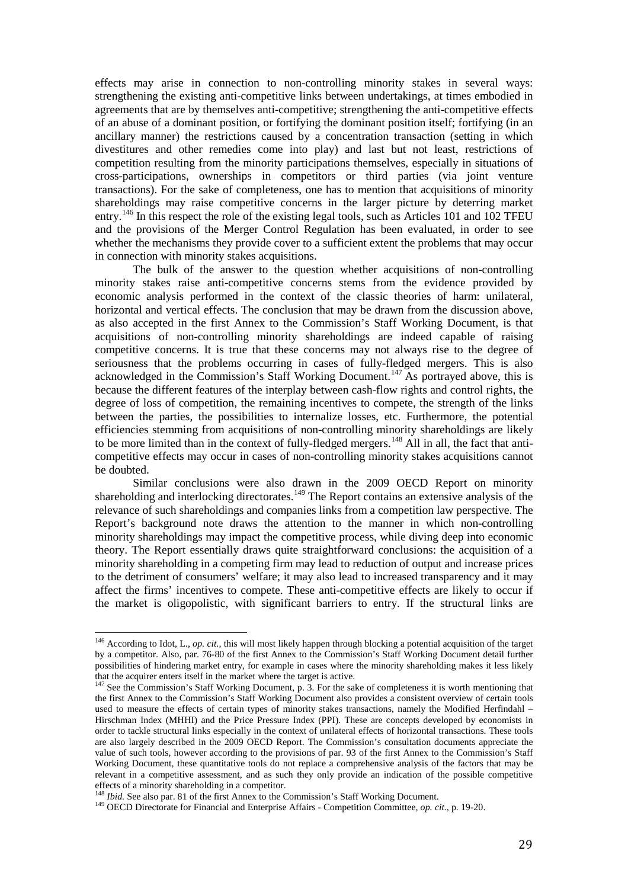effects may arise in connection to non-controlling minority stakes in several ways: strengthening the existing anti-competitive links between undertakings, at times embodied in agreements that are by themselves anti-competitive; strengthening the anti-competitive effects of an abuse of a dominant position, or fortifying the dominant position itself; fortifying (in an ancillary manner) the restrictions caused by a concentration transaction (setting in which divestitures and other remedies come into play) and last but not least, restrictions of competition resulting from the minority participations themselves, especially in situations of cross-participations, ownerships in competitors or third parties (via joint venture transactions). For the sake of completeness, one has to mention that acquisitions of minority shareholdings may raise competitive concerns in the larger picture by deterring market entry.[146] In this respect the role of the existing legal tools, such as Articles 101 and 102 TFEU and the provisions of the Merger Control Regulation has been evaluated, in order to see whether the mechanisms they provide cover to a sufficient extent the problems that may occur in connection with minority stakes acquisitions.

The bulk of the answer to the question whether acquisitions of non-controlling minority stakes raise anti-competitive concerns stems from the evidence provided by economic analysis performed in the context of the classic theories of harm: unilateral, horizontal and vertical effects. The conclusion that may be drawn from the discussion above, as also accepted in the first Annex to the Commission's Staff Working Document, is that acquisitions of non-controlling minority shareholdings are indeed capable of raising competitive concerns. It is true that these concerns may not always rise to the degree of seriousness that the problems occurring in cases of fully-fledged mergers. This is also acknowledged in the Commission's Staff Working Document.[147] As portrayed above, this is because the different features of the interplay between cash-flow rights and control rights, the degree of loss of competition, the remaining incentives to compete, the strength of the links between the parties, the possibilities to internalize losses, etc. Furthermore, the potential efficiencies stemming from acquisitions of non-controlling minority shareholdings are likely to be more limited than in the context of fully-fledged mergers.[148] All in all, the fact that anti-competitive effects may occur in cases of non-controlling minority stakes acquisitions cannot be doubted.

Similar conclusions were also drawn in the 2009 OECD Report on minority shareholding and interlocking directorates.[149] The Report contains an extensive analysis of the relevance of such shareholdings and companies links from a competition law perspective. The Report's background note draws the attention to the manner in which non-controlling minority shareholdings may impact the competitive process, while diving deep into economic theory. The Report essentially draws quite straightforward conclusions: the acquisition of a minority shareholding in a competing firm may lead to reduction of output and increase prices to the detriment of consumers' welfare; it may also lead to increased transparency and it may affect the firms' incentives to compete. These anti-competitive effects are likely to occur if the market is oligopolistic, with significant barriers to entry. If the structural links are

---

[146] According to Idot, L., *op. cit.*, this will most likely happen through blocking a potential acquisition of the target by a competitor. Also, par. 76-80 of the first Annex to the Commission's Staff Working Document detail further possibilities of hindering market entry, for example in cases where the minority shareholding makes it less likely that the acquirer enters itself in the market where the target is active.

[147] See the Commission's Staff Working Document, p. 3. For the sake of completeness it is worth mentioning that the first Annex to the Commission's Staff Working Document also provides a consistent overview of certain tools used to measure the effects of certain types of minority stakes transactions, namely the Modified Herfindahl – Hirschman Index (MHHI) and the Price Pressure Index (PPI). These are concepts developed by economists in order to tackle structural links especially in the context of unilateral effects of horizontal transactions. These tools are also largely described in the 2009 OECD Report. The Commission's consultation documents appreciate the value of such tools, however according to the provisions of par. 93 of the first Annex to the Commission's Staff Working Document, these quantitative tools do not replace a comprehensive analysis of the factors that may be relevant in a competitive assessment, and as such they only provide an indication of the possible competitive effects of a minority shareholding in a competitor.

[148] *Ibid.* See also par. 81 of the first Annex to the Commission's Staff Working Document.

[149] OECD Directorate for Financial and Enterprise Affairs - Competition Committee, *op. cit.*, p. 19-20.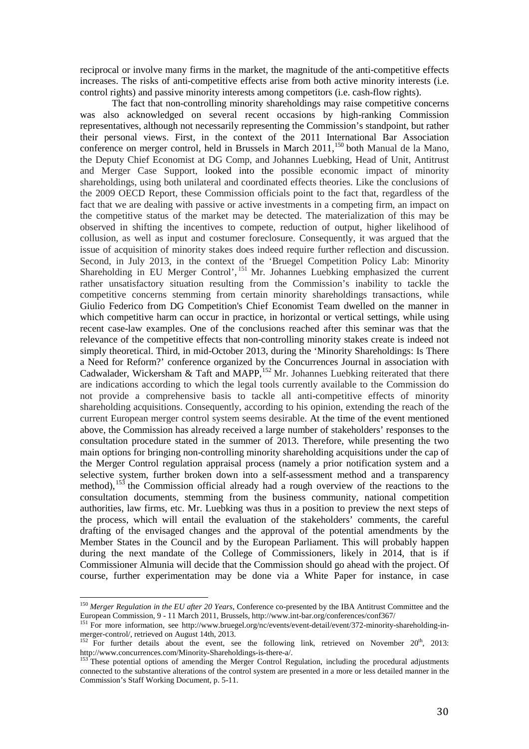reciprocal or involve many firms in the market, the magnitude of the anti-competitive effects increases. The risks of anti-competitive effects arise from both active minority interests (i.e. control rights) and passive minority interests among competitors (i.e. cash-flow rights).

The fact that non-controlling minority shareholdings may raise competitive concerns was also acknowledged on several recent occasions by high-ranking Commission representatives, although not necessarily representing the Commission's standpoint, but rather their personal views. First, in the context of the 2011 International Bar Association conference on merger control, held in Brussels in March 2011,[150] both Manual de la Mano, the Deputy Chief Economist at DG Comp, and Johannes Luebking, Head of Unit, Antitrust and Merger Case Support, looked into the possible economic impact of minority shareholdings, using both unilateral and coordinated effects theories. Like the conclusions of the 2009 OECD Report, these Commission officials point to the fact that, regardless of the fact that we are dealing with passive or active investments in a competing firm, an impact on the competitive status of the market may be detected. The materialization of this may be observed in shifting the incentives to compete, reduction of output, higher likelihood of collusion, as well as input and costumer foreclosure. Consequently, it was argued that the issue of acquisition of minority stakes does indeed require further reflection and discussion. Second, in July 2013, in the context of the 'Bruegel Competition Policy Lab: Minority Shareholding in EU Merger Control',[151] Mr. Johannes Luebking emphasized the current rather unsatisfactory situation resulting from the Commission's inability to tackle the competitive concerns stemming from certain minority shareholdings transactions, while Giulio Federico from DG Competition's Chief Economist Team dwelled on the manner in which competitive harm can occur in practice, in horizontal or vertical settings, while using recent case-law examples. One of the conclusions reached after this seminar was that the relevance of the competitive effects that non-controlling minority stakes create is indeed not simply theoretical. Third, in mid-October 2013, during the 'Minority Shareholdings: Is There a Need for Reform?' conference organized by the Concurrences Journal in association with Cadwalader, Wickersham & Taft and MAPP,[152] Mr. Johannes Luebking reiterated that there are indications according to which the legal tools currently available to the Commission do not provide a comprehensive basis to tackle all anti-competitive effects of minority shareholding acquisitions. Consequently, according to his opinion, extending the reach of the current European merger control system seems desirable. At the time of the event mentioned above, the Commission has already received a large number of stakeholders' responses to the consultation procedure stated in the summer of 2013. Therefore, while presenting the two main options for bringing non-controlling minority shareholding acquisitions under the cap of the Merger Control regulation appraisal process (namely a prior notification system and a selective system, further broken down into a self-assessment method and a transparency method),[153] the Commission official already had a rough overview of the reactions to the consultation documents, stemming from the business community, national competition authorities, law firms, etc. Mr. Luebking was thus in a position to preview the next steps of the process, which will entail the evaluation of the stakeholders' comments, the careful drafting of the envisaged changes and the approval of the potential amendments by the Member States in the Council and by the European Parliament. This will probably happen during the next mandate of the College of Commissioners, likely in 2014, that is if Commissioner Almunia will decide that the Commission should go ahead with the project. Of course, further experimentation may be done via a White Paper for instance, in case

---

[150] *Merger Regulation in the EU after 20 Years*, Conference co-presented by the IBA Antitrust Committee and the European Commission, 9 - 11 March 2011, Brussels, http://www.int-bar.org/conferences/conf367/

[151] For more information, see http://www.bruegel.org/nc/events/event-detail/event/372-minority-shareholding-in-merger-control/, retrieved on August 14th, 2013.

[152] For further details about the event, see the following link, retrieved on November 20th, 2013: http://www.concurrences.com/Minority-Shareholdings-is-there-a/.

[153] These potential options of amending the Merger Control Regulation, including the procedural adjustments connected to the substantive alterations of the control system are presented in a more or less detailed manner in the Commission's Staff Working Document, p. 5-11.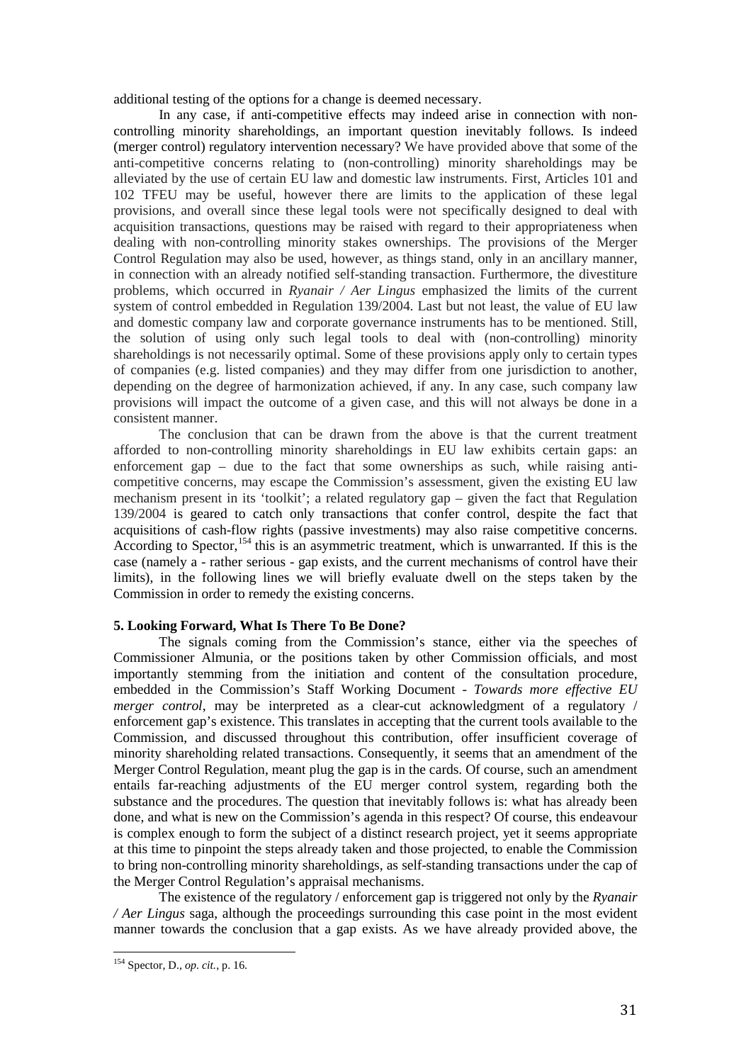additional testing of the options for a change is deemed necessary.

In any case, if anti-competitive effects may indeed arise in connection with non-controlling minority shareholdings, an important question inevitably follows. Is indeed (merger control) regulatory intervention necessary? We have provided above that some of the anti-competitive concerns relating to (non-controlling) minority shareholdings may be alleviated by the use of certain EU law and domestic law instruments. First, Articles 101 and 102 TFEU may be useful, however there are limits to the application of these legal provisions, and overall since these legal tools were not specifically designed to deal with acquisition transactions, questions may be raised with regard to their appropriateness when dealing with non-controlling minority stakes ownerships. The provisions of the Merger Control Regulation may also be used, however, as things stand, only in an ancillary manner, in connection with an already notified self-standing transaction. Furthermore, the divestiture problems, which occurred in *Ryanair / Aer Lingus* emphasized the limits of the current system of control embedded in Regulation 139/2004. Last but not least, the value of EU law and domestic company law and corporate governance instruments has to be mentioned. Still, the solution of using only such legal tools to deal with (non-controlling) minority shareholdings is not necessarily optimal. Some of these provisions apply only to certain types of companies (e.g. listed companies) and they may differ from one jurisdiction to another, depending on the degree of harmonization achieved, if any. In any case, such company law provisions will impact the outcome of a given case, and this will not always be done in a consistent manner.

The conclusion that can be drawn from the above is that the current treatment afforded to non-controlling minority shareholdings in EU law exhibits certain gaps: an enforcement gap – due to the fact that some ownerships as such, while raising anti-competitive concerns, may escape the Commission's assessment, given the existing EU law mechanism present in its 'toolkit'; a related regulatory gap – given the fact that Regulation 139/2004 is geared to catch only transactions that confer control, despite the fact that acquisitions of cash-flow rights (passive investments) may also raise competitive concerns. According to Spector,[154] this is an asymmetric treatment, which is unwarranted. If this is the case (namely a - rather serious - gap exists, and the current mechanisms of control have their limits), in the following lines we will briefly evaluate dwell on the steps taken by the Commission in order to remedy the existing concerns.

## 5. Looking Forward, What Is There To Be Done?

The signals coming from the Commission's stance, either via the speeches of Commissioner Almunia, or the positions taken by other Commission officials, and most importantly stemming from the initiation and content of the consultation procedure, embedded in the Commission's Staff Working Document - *Towards more effective EU merger control*, may be interpreted as a clear-cut acknowledgment of a regulatory / enforcement gap's existence. This translates in accepting that the current tools available to the Commission, and discussed throughout this contribution, offer insufficient coverage of minority shareholding related transactions. Consequently, it seems that an amendment of the Merger Control Regulation, meant plug the gap is in the cards. Of course, such an amendment entails far-reaching adjustments of the EU merger control system, regarding both the substance and the procedures. The question that inevitably follows is: what has already been done, and what is new on the Commission's agenda in this respect? Of course, this endeavour is complex enough to form the subject of a distinct research project, yet it seems appropriate at this time to pinpoint the steps already taken and those projected, to enable the Commission to bring non-controlling minority shareholdings, as self-standing transactions under the cap of the Merger Control Regulation's appraisal mechanisms.

The existence of the regulatory / enforcement gap is triggered not only by the *Ryanair / Aer Lingus* saga, although the proceedings surrounding this case point in the most evident manner towards the conclusion that a gap exists. As we have already provided above, the

[154] Spector, D., *op. cit.*, p. 16.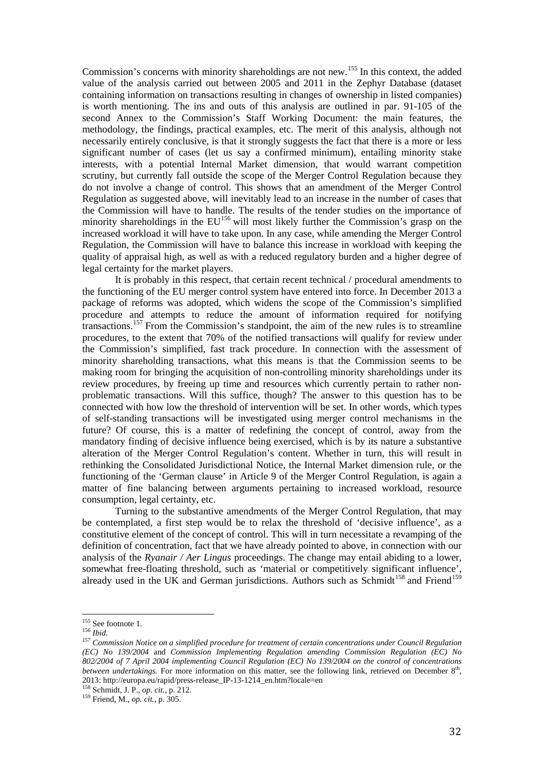Commission's concerns with minority shareholdings are not new.[155] In this context, the added value of the analysis carried out between 2005 and 2011 in the Zephyr Database (dataset containing information on transactions resulting in changes of ownership in listed companies) is worth mentioning. The ins and outs of this analysis are outlined in par. 91-105 of the second Annex to the Commission's Staff Working Document: the main features, the methodology, the findings, practical examples, etc. The merit of this analysis, although not necessarily entirely conclusive, is that it strongly suggests the fact that there is a more or less significant number of cases (let us say a confirmed minimum), entailing minority stake interests, with a potential Internal Market dimension, that would warrant competition scrutiny, but currently fall outside the scope of the Merger Control Regulation because they do not involve a change of control. This shows that an amendment of the Merger Control Regulation as suggested above, will inevitably lead to an increase in the number of cases that the Commission will have to handle. The results of the tender studies on the importance of minority shareholdings in the EU[156] will most likely further the Commission's grasp on the increased workload it will have to take upon. In any case, while amending the Merger Control Regulation, the Commission will have to balance this increase in workload with keeping the quality of appraisal high, as well as with a reduced regulatory burden and a higher degree of legal certainty for the market players.

It is probably in this respect, that certain recent technical / procedural amendments to the functioning of the EU merger control system have entered into force. In December 2013 a package of reforms was adopted, which widens the scope of the Commission's simplified procedure and attempts to reduce the amount of information required for notifying transactions.[157] From the Commission's standpoint, the aim of the new rules is to streamline procedures, to the extent that 70% of the notified transactions will qualify for review under the Commission's simplified, fast track procedure. In connection with the assessment of minority shareholding transactions, what this means is that the Commission seems to be making room for bringing the acquisition of non-controlling minority shareholdings under its review procedures, by freeing up time and resources which currently pertain to rather non-problematic transactions. Will this suffice, though? The answer to this question has to be connected with how low the threshold of intervention will be set. In other words, which types of self-standing transactions will be investigated using merger control mechanisms in the future? Of course, this is a matter of redefining the concept of control, away from the mandatory finding of decisive influence being exercised, which is by its nature a substantive alteration of the Merger Control Regulation's content. Whether in turn, this will result in rethinking the Consolidated Jurisdictional Notice, the Internal Market dimension rule, or the functioning of the 'German clause' in Article 9 of the Merger Control Regulation, is again a matter of fine balancing between arguments pertaining to increased workload, resource consumption, legal certainty, etc.

Turning to the substantive amendments of the Merger Control Regulation, that may be contemplated, a first step would be to relax the threshold of 'decisive influence', as a constitutive element of the concept of control. This will in turn necessitate a revamping of the definition of concentration, fact that we have already pointed to above, in connection with our analysis of the *Ryanair / Aer Lingus* proceedings. The change may entail abiding to a lower, somewhat free-floating threshold, such as 'material or competitively significant influence', already used in the UK and German jurisdictions. Authors such as Schmidt[158] and Friend[159]

---

[155] See footnote 1.

[156] *Ibid.*

[157] *Commission Notice on a simplified procedure for treatment of certain concentrations under Council Regulation (EC) No 139/2004* and *Commission Implementing Regulation amending Commission Regulation (EC) No 802/2004 of 7 April 2004 implementing Council Regulation (EC) No 139/2004 on the control of concentrations between undertakings.* For more information on this matter, see the following link, retrieved on December 8th, 2013: http://europa.eu/rapid/press-release_IP-13-1214_en.htm?locale=en

[158] Schmidt, J. P., *op. cit.*, p. 212.

[159] Friend, M., *op. cit.*, p. 305.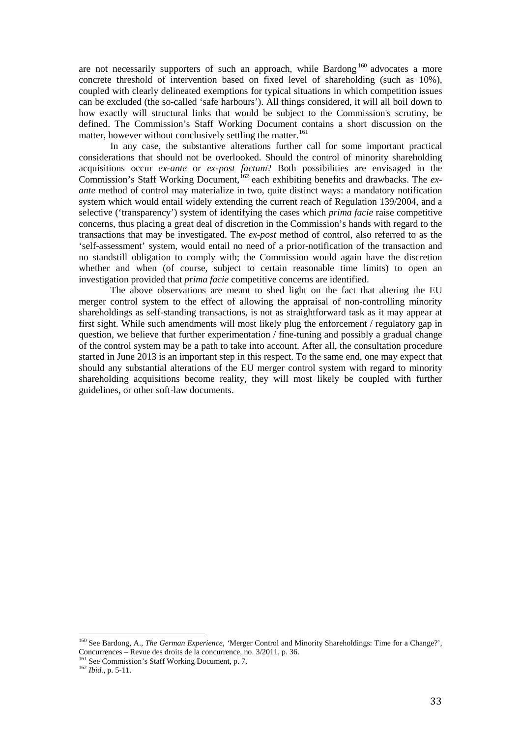are not necessarily supporters of such an approach, while Bardong[160] advocates a more concrete threshold of intervention based on fixed level of shareholding (such as 10%), coupled with clearly delineated exemptions for typical situations in which competition issues can be excluded (the so-called 'safe harbours'). All things considered, it will all boil down to how exactly will structural links that would be subject to the Commission's scrutiny, be defined. The Commission's Staff Working Document contains a short discussion on the matter, however without conclusively settling the matter.[161]

In any case, the substantive alterations further call for some important practical considerations that should not be overlooked. Should the control of minority shareholding acquisitions occur *ex-ante* or *ex-post factum*? Both possibilities are envisaged in the Commission's Staff Working Document,[162] each exhibiting benefits and drawbacks. The *ex-ante* method of control may materialize in two, quite distinct ways: a mandatory notification system which would entail widely extending the current reach of Regulation 139/2004, and a selective ('transparency') system of identifying the cases which *prima facie* raise competitive concerns, thus placing a great deal of discretion in the Commission's hands with regard to the transactions that may be investigated. The *ex-post* method of control, also referred to as the 'self-assessment' system, would entail no need of a prior-notification of the transaction and no standstill obligation to comply with; the Commission would again have the discretion whether and when (of course, subject to certain reasonable time limits) to open an investigation provided that *prima facie* competitive concerns are identified.

The above observations are meant to shed light on the fact that altering the EU merger control system to the effect of allowing the appraisal of non-controlling minority shareholdings as self-standing transactions, is not as straightforward task as it may appear at first sight. While such amendments will most likely plug the enforcement / regulatory gap in question, we believe that further experimentation / fine-tuning and possibly a gradual change of the control system may be a path to take into account. After all, the consultation procedure started in June 2013 is an important step in this respect. To the same end, one may expect that should any substantial alterations of the EU merger control system with regard to minority shareholding acquisitions become reality, they will most likely be coupled with further guidelines, or other soft-law documents.

---

[160] See Bardong, A., *The German Experience*, 'Merger Control and Minority Shareholdings: Time for a Change?', Concurrences – Revue des droits de la concurrence, no. 3/2011, p. 36.

[161] See Commission's Staff Working Document, p. 7.

[162] *Ibid.*, p. 5-11.